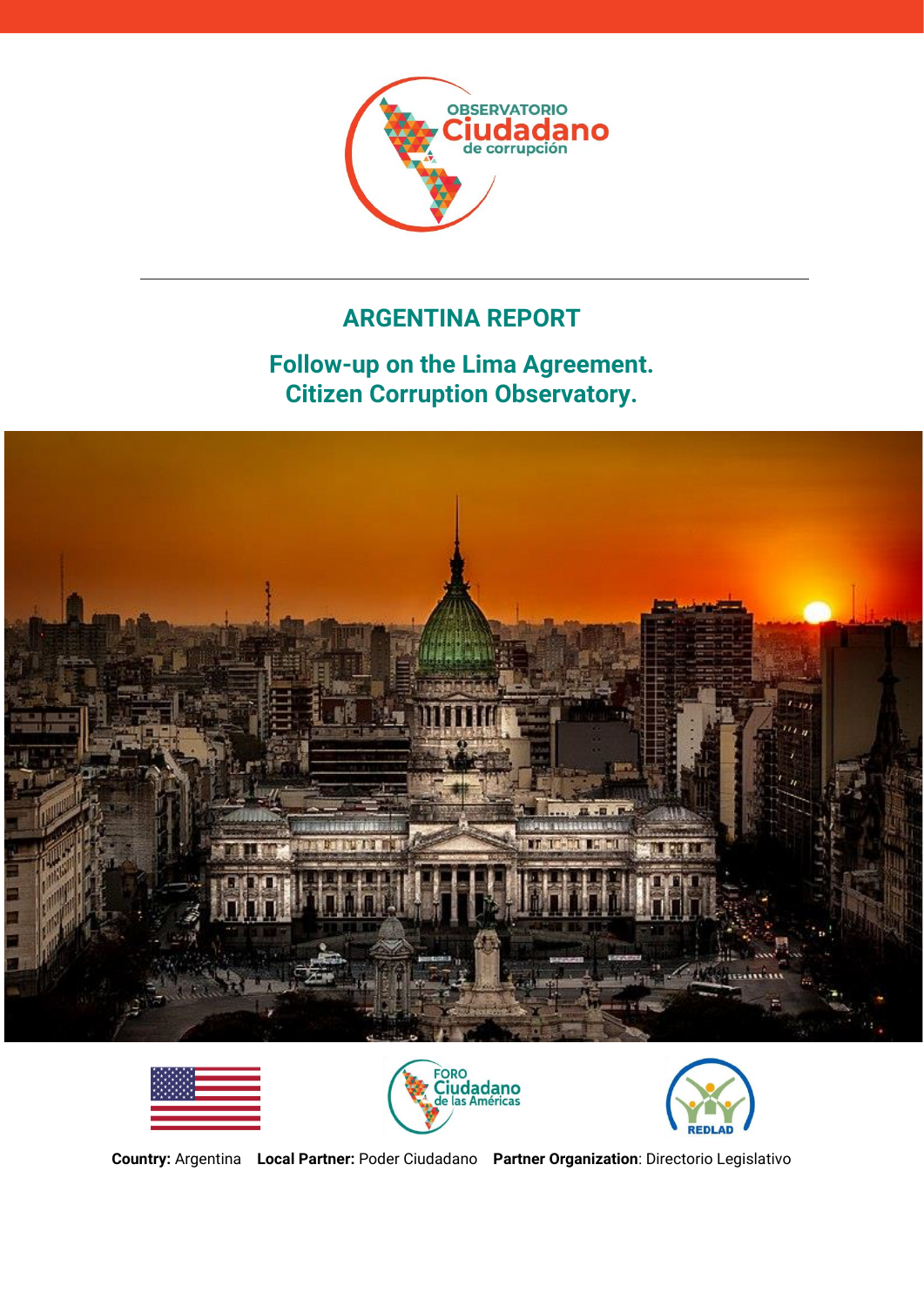# ARGENTINA REPORT

## Follow-up on the Lima Agreement. Citizen Corruption Observatory.

**Country:** Argentina **Local Partner:** Poder Ciudadano **Partner Organization**: Directorio Legislativo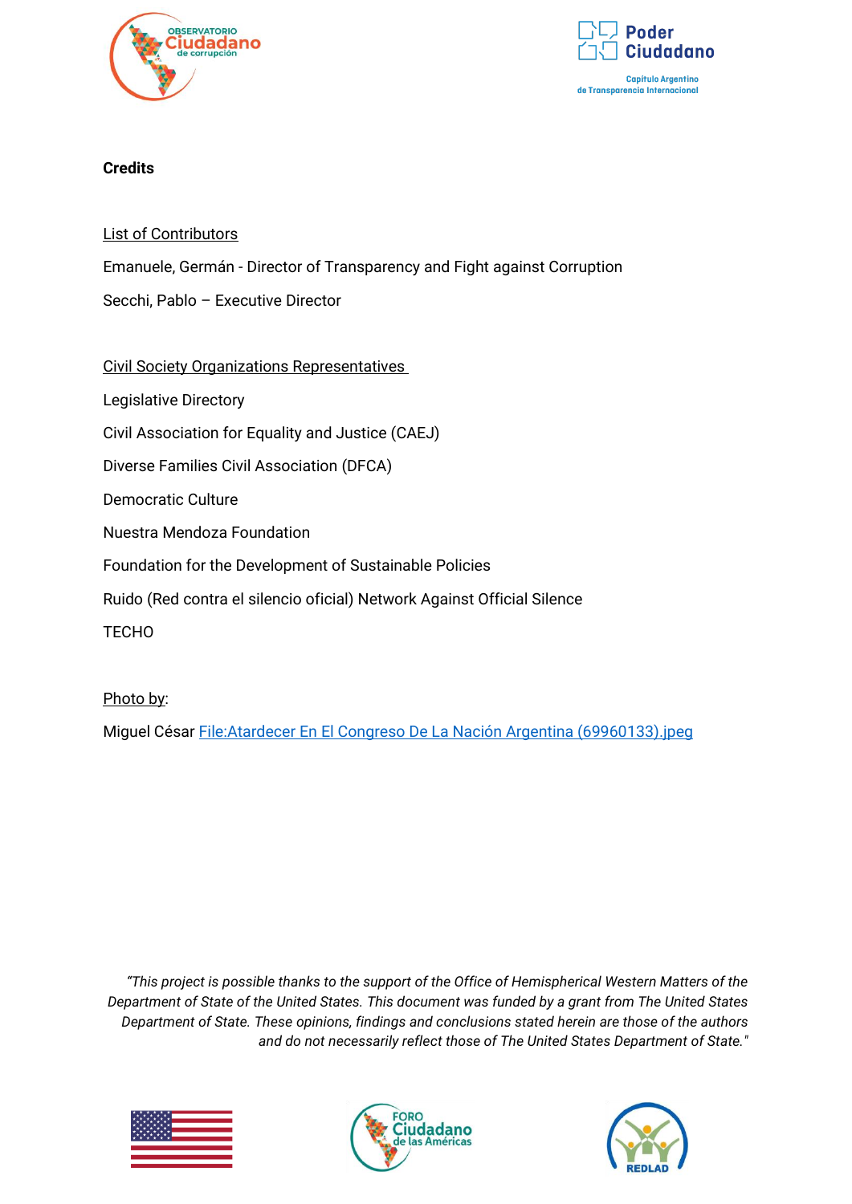**Credits**

List of Contributors

Emanuele, Germán - Director of Transparency and Fight against Corruption

Secchi, Pablo – Executive Director

Civil Society Organizations Representatives

Legislative Directory

Civil Association for Equality and Justice (CAEJ)

Diverse Families Civil Association (DFCA)

Democratic Culture

Nuestra Mendoza Foundation

Foundation for the Development of Sustainable Policies

Ruido (Red contra el silencio oficial) Network Against Official Silence

TECHO

Photo by:

Miguel César File:Atardecer En El Congreso De La Nación Argentina (69960133).jpeg

*"This project is possible thanks to the support of the Office of Hemispherical Western Matters of the Department of State of the United States. This document was funded by a grant from The United States Department of State. These opinions, findings and conclusions stated herein are those of the authors and do not necessarily reflect those of The United States Department of State."*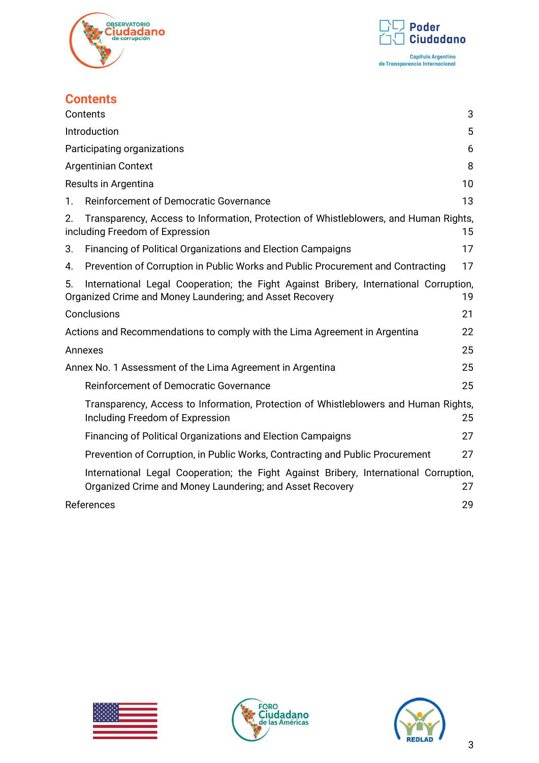# Contents

| | |
|---|---|
| Contents | 3 |
| Introduction | 5 |
| Participating organizations | 6 |
| Argentinian Context | 8 |
| Results in Argentina | 10 |
| 1. Reinforcement of Democratic Governance | 13 |
| 2. Transparency, Access to Information, Protection of Whistleblowers, and Human Rights, including Freedom of Expression | 15 |
| 3. Financing of Political Organizations and Election Campaigns | 17 |
| 4. Prevention of Corruption in Public Works and Public Procurement and Contracting | 17 |
| 5. International Legal Cooperation; the Fight Against Bribery, International Corruption, Organized Crime and Money Laundering; and Asset Recovery | 19 |
| Conclusions | 21 |
| Actions and Recommendations to comply with the Lima Agreement in Argentina | 22 |
| Annexes | 25 |
| Annex No. 1 Assessment of the Lima Agreement in Argentina | 25 |
| Reinforcement of Democratic Governance | 25 |
| Transparency, Access to Information, Protection of Whistleblowers and Human Rights, Including Freedom of Expression | 25 |
| Financing of Political Organizations and Election Campaigns | 27 |
| Prevention of Corruption, in Public Works, Contracting and Public Procurement | 27 |
| International Legal Cooperation; the Fight Against Bribery, International Corruption, Organized Crime and Money Laundering; and Asset Recovery | 27 |
| References | 29 |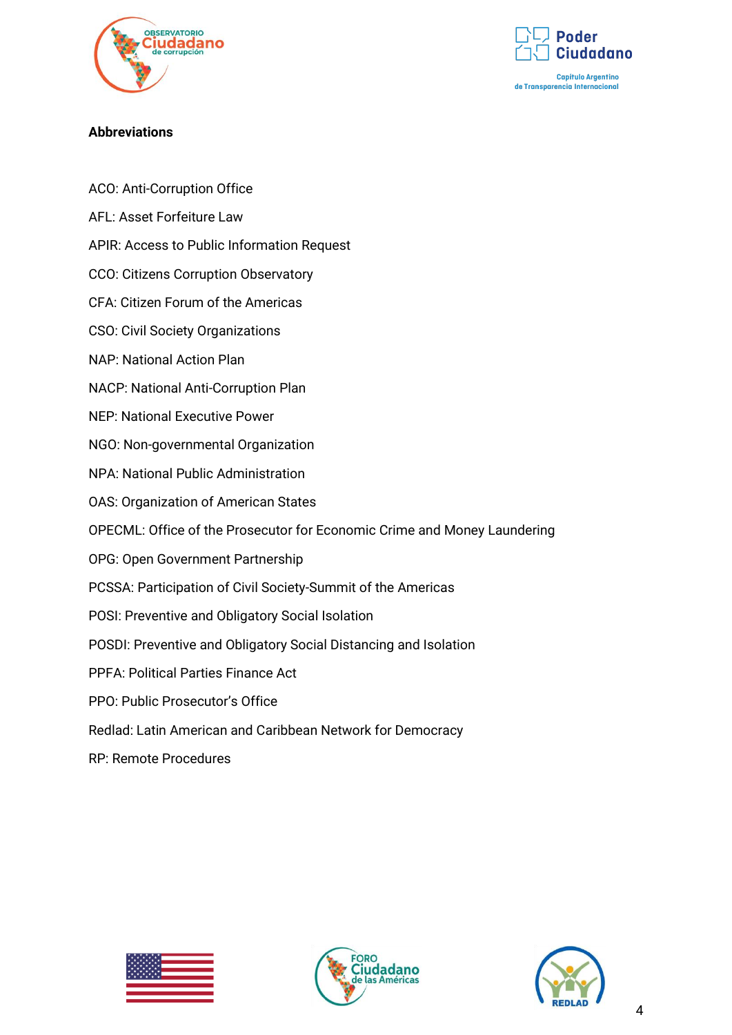**Abbreviations**

ACO: Anti-Corruption Office

AFL: Asset Forfeiture Law

APIR: Access to Public Information Request

CCO: Citizens Corruption Observatory

CFA: Citizen Forum of the Americas

CSO: Civil Society Organizations

NAP: National Action Plan

NACP: National Anti-Corruption Plan

NEP: National Executive Power

NGO: Non-governmental Organization

NPA: National Public Administration

OAS: Organization of American States

OPECML: Office of the Prosecutor for Economic Crime and Money Laundering

OPG: Open Government Partnership

PCSSA: Participation of Civil Society-Summit of the Americas

POSI: Preventive and Obligatory Social Isolation

POSDI: Preventive and Obligatory Social Distancing and Isolation

PPFA: Political Parties Finance Act

PPO: Public Prosecutor's Office

Redlad: Latin American and Caribbean Network for Democracy

RP: Remote Procedures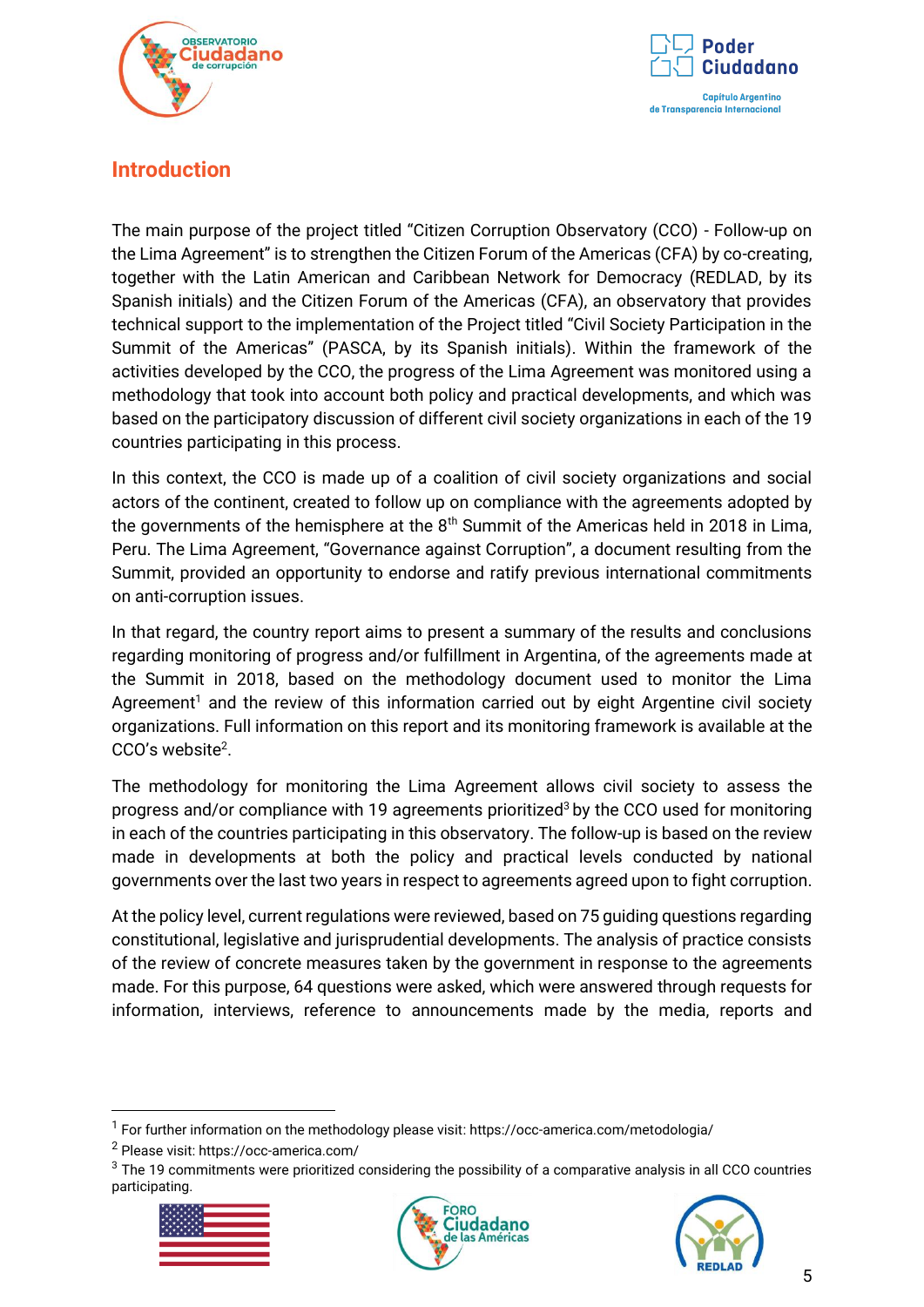## Introduction

The main purpose of the project titled "Citizen Corruption Observatory (CCO) - Follow-up on the Lima Agreement" is to strengthen the Citizen Forum of the Americas (CFA) by co-creating, together with the Latin American and Caribbean Network for Democracy (REDLAD, by its Spanish initials) and the Citizen Forum of the Americas (CFA), an observatory that provides technical support to the implementation of the Project titled "Civil Society Participation in the Summit of the Americas" (PASCA, by its Spanish initials). Within the framework of the activities developed by the CCO, the progress of the Lima Agreement was monitored using a methodology that took into account both policy and practical developments, and which was based on the participatory discussion of different civil society organizations in each of the 19 countries participating in this process.

In this context, the CCO is made up of a coalition of civil society organizations and social actors of the continent, created to follow up on compliance with the agreements adopted by the governments of the hemisphere at the 8th Summit of the Americas held in 2018 in Lima, Peru. The Lima Agreement, "Governance against Corruption", a document resulting from the Summit, provided an opportunity to endorse and ratify previous international commitments on anti-corruption issues.

In that regard, the country report aims to present a summary of the results and conclusions regarding monitoring of progress and/or fulfillment in Argentina, of the agreements made at the Summit in 2018, based on the methodology document used to monitor the Lima Agreement[1] and the review of this information carried out by eight Argentine civil society organizations. Full information on this report and its monitoring framework is available at the CCO's website[2].

The methodology for monitoring the Lima Agreement allows civil society to assess the progress and/or compliance with 19 agreements prioritized[3] by the CCO used for monitoring in each of the countries participating in this observatory. The follow-up is based on the review made in developments at both the policy and practical levels conducted by national governments over the last two years in respect to agreements agreed upon to fight corruption.

At the policy level, current regulations were reviewed, based on 75 guiding questions regarding constitutional, legislative and jurisprudential developments. The analysis of practice consists of the review of concrete measures taken by the government in response to the agreements made. For this purpose, 64 questions were asked, which were answered through requests for information, interviews, reference to announcements made by the media, reports and

---

[1] For further information on the methodology please visit: https://occ-america.com/metodologia/

[2] Please visit: https://occ-america.com/

[3] The 19 commitments were prioritized considering the possibility of a comparative analysis in all CCO countries participating.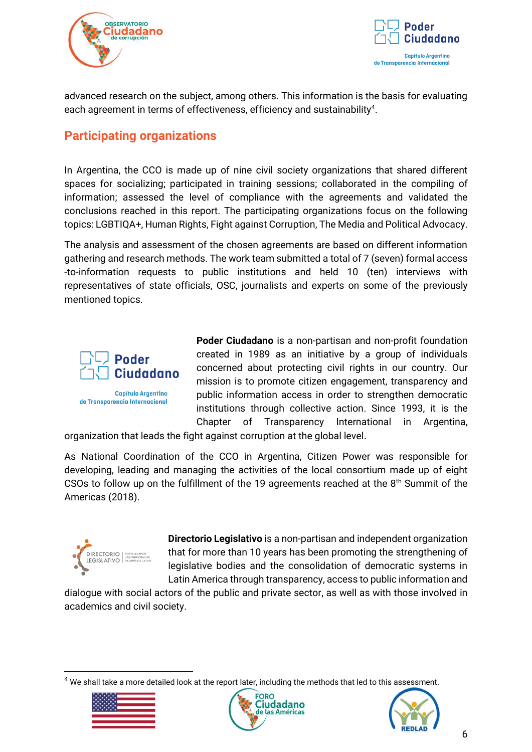advanced research on the subject, among others. This information is the basis for evaluating each agreement in terms of effectiveness, efficiency and sustainability[4].

## Participating organizations

In Argentina, the CCO is made up of nine civil society organizations that shared different spaces for socializing; participated in training sessions; collaborated in the compiling of information; assessed the level of compliance with the agreements and validated the conclusions reached in this report. The participating organizations focus on the following topics: LGBTIQA+, Human Rights, Fight against Corruption, The Media and Political Advocacy.

The analysis and assessment of the chosen agreements are based on different information gathering and research methods. The work team submitted a total of 7 (seven) formal access -to-information requests to public institutions and held 10 (ten) interviews with representatives of state officials, OSC, journalists and experts on some of the previously mentioned topics.

**Poder Ciudadano** is a non-partisan and non-profit foundation created in 1989 as an initiative by a group of individuals concerned about protecting civil rights in our country. Our mission is to promote citizen engagement, transparency and public information access in order to strengthen democratic institutions through collective action. Since 1993, it is the Chapter of Transparency International in Argentina, organization that leads the fight against corruption at the global level.

As National Coordination of the CCO in Argentina, Citizen Power was responsible for developing, leading and managing the activities of the local consortium made up of eight CSOs to follow up on the fulfillment of the 19 agreements reached at the 8th Summit of the Americas (2018).

**Directorio Legislativo** is a non-partisan and independent organization that for more than 10 years has been promoting the strengthening of legislative bodies and the consolidation of democratic systems in Latin America through transparency, access to public information and dialogue with social actors of the public and private sector, as well as with those involved in academics and civil society.

[4] We shall take a more detailed look at the report later, including the methods that led to this assessment.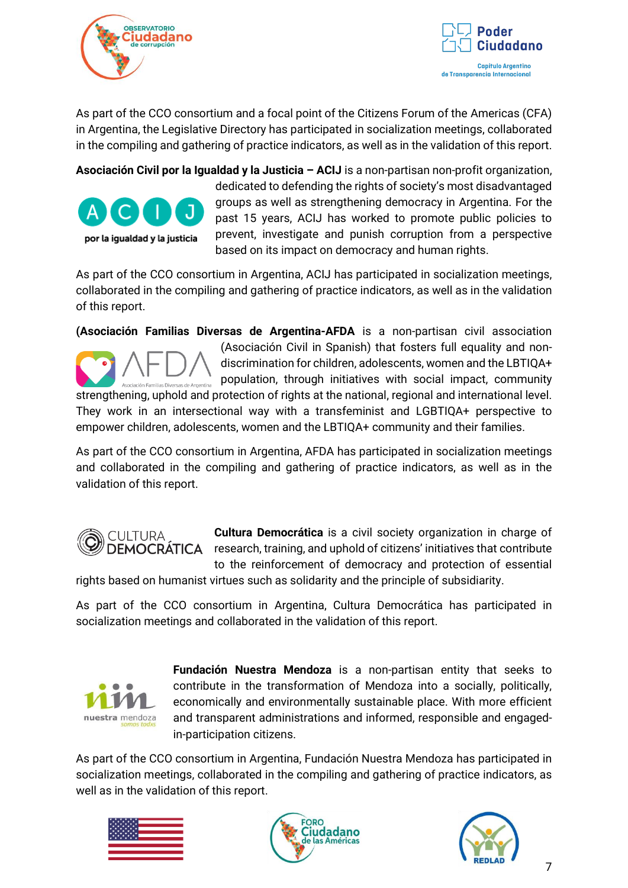As part of the CCO consortium and a focal point of the Citizens Forum of the Americas (CFA) in Argentina, the Legislative Directory has participated in socialization meetings, collaborated in the compiling and gathering of practice indicators, as well as in the validation of this report.

**Asociación Civil por la Igualdad y la Justicia – ACIJ** is a non-partisan non-profit organization, dedicated to defending the rights of society's most disadvantaged groups as well as strengthening democracy in Argentina. For the past 15 years, ACIJ has worked to promote public policies to prevent, investigate and punish corruption from a perspective based on its impact on democracy and human rights.

As part of the CCO consortium in Argentina, ACIJ has participated in socialization meetings, collaborated in the compiling and gathering of practice indicators, as well as in the validation of this report.

**(Asociación Familias Diversas de Argentina-AFDA** is a non-partisan civil association (Asociación Civil in Spanish) that fosters full equality and non-discrimination for children, adolescents, women and the LBTIQA+ population, through initiatives with social impact, community strengthening, uphold and protection of rights at the national, regional and international level. They work in an intersectional way with a transfeminist and LGBTIQA+ perspective to empower children, adolescents, women and the LBTIQA+ community and their families.

As part of the CCO consortium in Argentina, AFDA has participated in socialization meetings and collaborated in the compiling and gathering of practice indicators, as well as in the validation of this report.

**Cultura Democrática** is a civil society organization in charge of research, training, and uphold of citizens' initiatives that contribute to the reinforcement of democracy and protection of essential rights based on humanist virtues such as solidarity and the principle of subsidiarity.

As part of the CCO consortium in Argentina, Cultura Democrática has participated in socialization meetings and collaborated in the validation of this report.

**Fundación Nuestra Mendoza** is a non-partisan entity that seeks to contribute in the transformation of Mendoza into a socially, politically, economically and environmentally sustainable place. With more efficient and transparent administrations and informed, responsible and engaged-in-participation citizens.

As part of the CCO consortium in Argentina, Fundación Nuestra Mendoza has participated in socialization meetings, collaborated in the compiling and gathering of practice indicators, as well as in the validation of this report.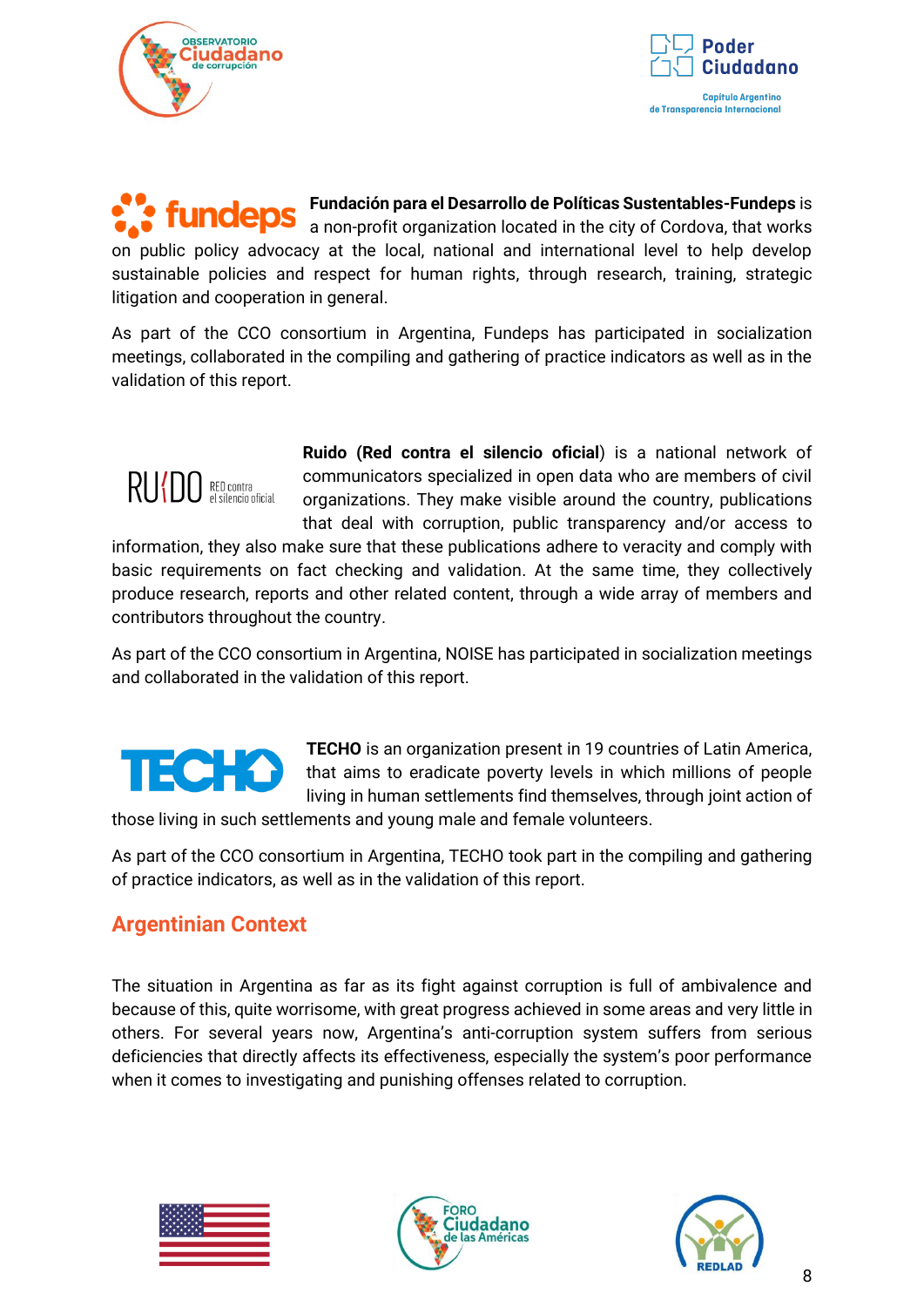**Fundación para el Desarrollo de Políticas Sustentables-Fundeps** is a non-profit organization located in the city of Cordova, that works on public policy advocacy at the local, national and international level to help develop sustainable policies and respect for human rights, through research, training, strategic litigation and cooperation in general.

As part of the CCO consortium in Argentina, Fundeps has participated in socialization meetings, collaborated in the compiling and gathering of practice indicators as well as in the validation of this report.

**Ruido (Red contra el silencio oficial**) is a national network of communicators specialized in open data who are members of civil organizations. They make visible around the country, publications that deal with corruption, public transparency and/or access to information, they also make sure that these publications adhere to veracity and comply with basic requirements on fact checking and validation. At the same time, they collectively produce research, reports and other related content, through a wide array of members and contributors throughout the country.

As part of the CCO consortium in Argentina, NOISE has participated in socialization meetings and collaborated in the validation of this report.

**TECHO** is an organization present in 19 countries of Latin America, that aims to eradicate poverty levels in which millions of people living in human settlements find themselves, through joint action of those living in such settlements and young male and female volunteers.

As part of the CCO consortium in Argentina, TECHO took part in the compiling and gathering of practice indicators, as well as in the validation of this report.

## Argentinian Context

The situation in Argentina as far as its fight against corruption is full of ambivalence and because of this, quite worrisome, with great progress achieved in some areas and very little in others. For several years now, Argentina's anti-corruption system suffers from serious deficiencies that directly affects its effectiveness, especially the system's poor performance when it comes to investigating and punishing offenses related to corruption.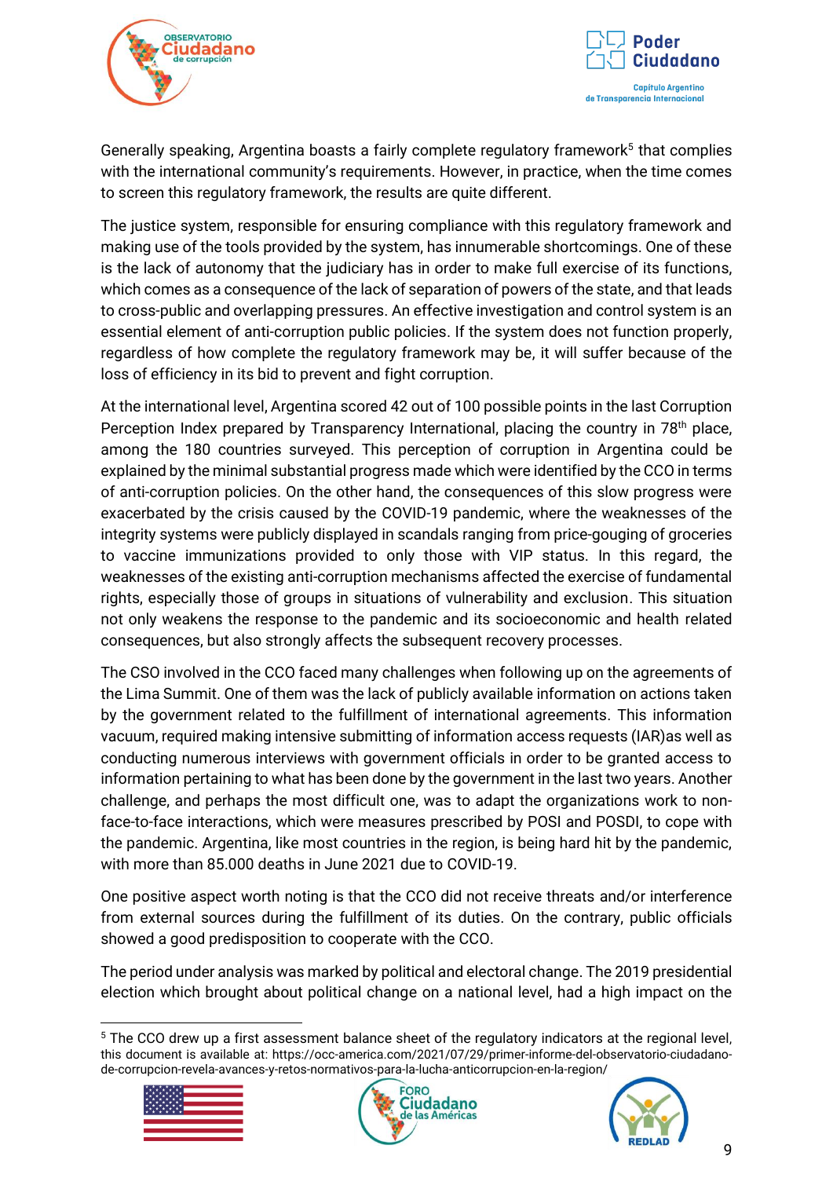Generally speaking, Argentina boasts a fairly complete regulatory framework[5] that complies with the international community's requirements. However, in practice, when the time comes to screen this regulatory framework, the results are quite different.

The justice system, responsible for ensuring compliance with this regulatory framework and making use of the tools provided by the system, has innumerable shortcomings. One of these is the lack of autonomy that the judiciary has in order to make full exercise of its functions, which comes as a consequence of the lack of separation of powers of the state, and that leads to cross-public and overlapping pressures. An effective investigation and control system is an essential element of anti-corruption public policies. If the system does not function properly, regardless of how complete the regulatory framework may be, it will suffer because of the loss of efficiency in its bid to prevent and fight corruption.

At the international level, Argentina scored 42 out of 100 possible points in the last Corruption Perception Index prepared by Transparency International, placing the country in 78th place, among the 180 countries surveyed. This perception of corruption in Argentina could be explained by the minimal substantial progress made which were identified by the CCO in terms of anti-corruption policies. On the other hand, the consequences of this slow progress were exacerbated by the crisis caused by the COVID-19 pandemic, where the weaknesses of the integrity systems were publicly displayed in scandals ranging from price-gouging of groceries to vaccine immunizations provided to only those with VIP status. In this regard, the weaknesses of the existing anti-corruption mechanisms affected the exercise of fundamental rights, especially those of groups in situations of vulnerability and exclusion. This situation not only weakens the response to the pandemic and its socioeconomic and health related consequences, but also strongly affects the subsequent recovery processes.

The CSO involved in the CCO faced many challenges when following up on the agreements of the Lima Summit. One of them was the lack of publicly available information on actions taken by the government related to the fulfillment of international agreements. This information vacuum, required making intensive submitting of information access requests (IAR)as well as conducting numerous interviews with government officials in order to be granted access to information pertaining to what has been done by the government in the last two years. Another challenge, and perhaps the most difficult one, was to adapt the organizations work to non-face-to-face interactions, which were measures prescribed by POSI and POSDI, to cope with the pandemic. Argentina, like most countries in the region, is being hard hit by the pandemic, with more than 85.000 deaths in June 2021 due to COVID-19.

One positive aspect worth noting is that the CCO did not receive threats and/or interference from external sources during the fulfillment of its duties. On the contrary, public officials showed a good predisposition to cooperate with the CCO.

The period under analysis was marked by political and electoral change. The 2019 presidential election which brought about political change on a national level, had a high impact on the

---

[5] The CCO drew up a first assessment balance sheet of the regulatory indicators at the regional level, this document is available at: https://occ-america.com/2021/07/29/primer-informe-del-observatorio-ciudadano-de-corrupcion-revela-avances-y-retos-normativos-para-la-lucha-anticorrupcion-en-la-region/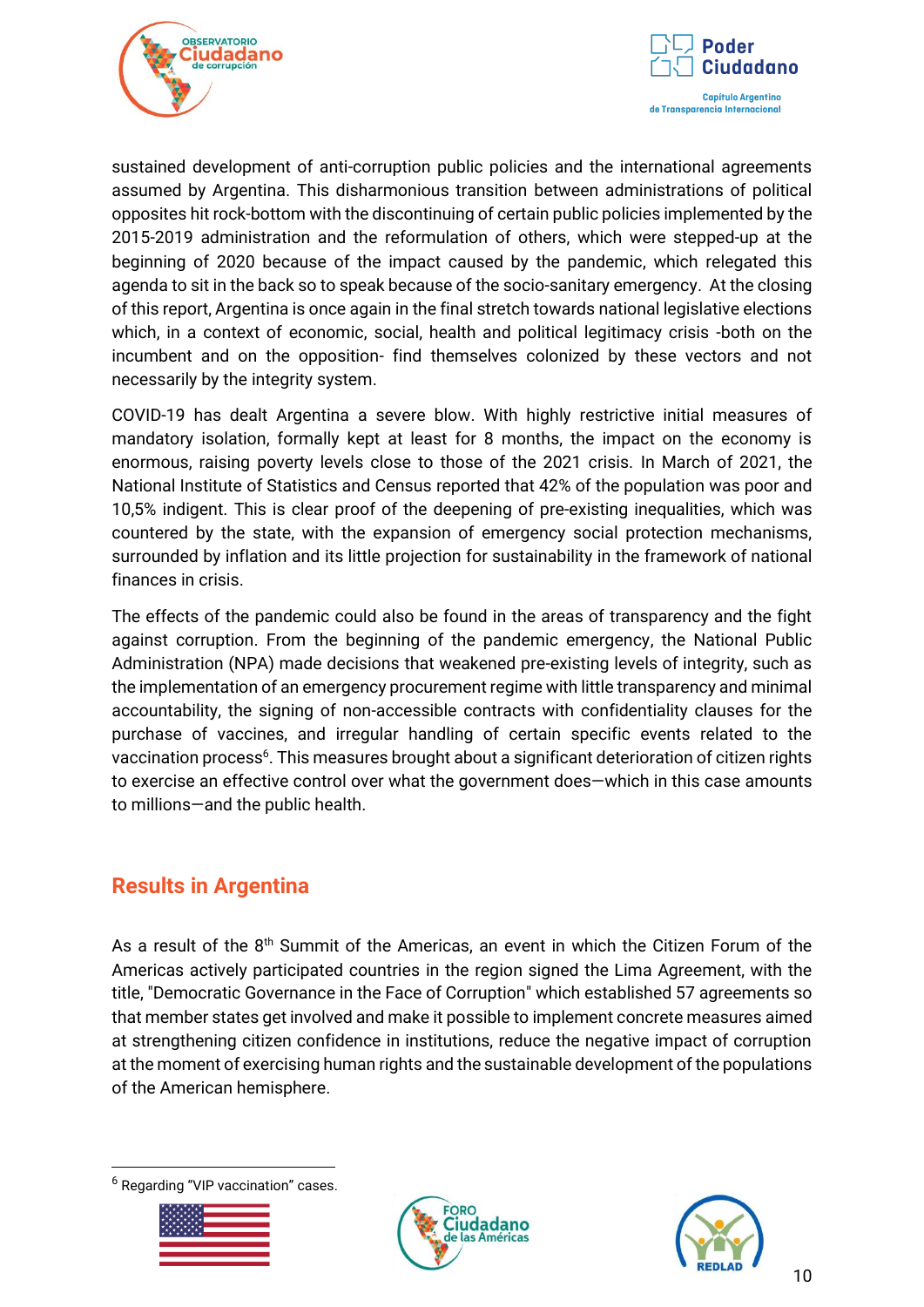sustained development of anti-corruption public policies and the international agreements assumed by Argentina. This disharmonious transition between administrations of political opposites hit rock-bottom with the discontinuing of certain public policies implemented by the 2015-2019 administration and the reformulation of others, which were stepped-up at the beginning of 2020 because of the impact caused by the pandemic, which relegated this agenda to sit in the back so to speak because of the socio-sanitary emergency. At the closing of this report, Argentina is once again in the final stretch towards national legislative elections which, in a context of economic, social, health and political legitimacy crisis -both on the incumbent and on the opposition- find themselves colonized by these vectors and not necessarily by the integrity system.

COVID-19 has dealt Argentina a severe blow. With highly restrictive initial measures of mandatory isolation, formally kept at least for 8 months, the impact on the economy is enormous, raising poverty levels close to those of the 2021 crisis. In March of 2021, the National Institute of Statistics and Census reported that 42% of the population was poor and 10,5% indigent. This is clear proof of the deepening of pre-existing inequalities, which was countered by the state, with the expansion of emergency social protection mechanisms, surrounded by inflation and its little projection for sustainability in the framework of national finances in crisis.

The effects of the pandemic could also be found in the areas of transparency and the fight against corruption. From the beginning of the pandemic emergency, the National Public Administration (NPA) made decisions that weakened pre-existing levels of integrity, such as the implementation of an emergency procurement regime with little transparency and minimal accountability, the signing of non-accessible contracts with confidentiality clauses for the purchase of vaccines, and irregular handling of certain specific events related to the vaccination process[6]. This measures brought about a significant deterioration of citizen rights to exercise an effective control over what the government does—which in this case amounts to millions—and the public health.

## Results in Argentina

As a result of the 8th Summit of the Americas, an event in which the Citizen Forum of the Americas actively participated countries in the region signed the Lima Agreement, with the title, "Democratic Governance in the Face of Corruption" which established 57 agreements so that member states get involved and make it possible to implement concrete measures aimed at strengthening citizen confidence in institutions, reduce the negative impact of corruption at the moment of exercising human rights and the sustainable development of the populations of the American hemisphere.

[6] Regarding "VIP vaccination" cases.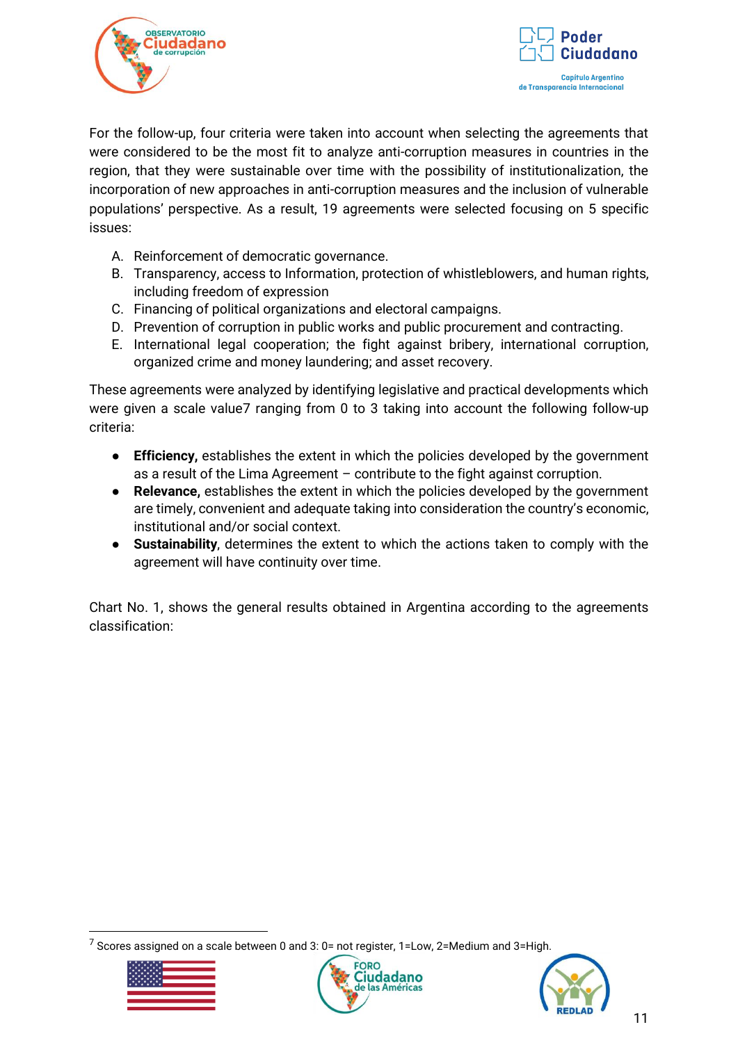For the follow-up, four criteria were taken into account when selecting the agreements that were considered to be the most fit to analyze anti-corruption measures in countries in the region, that they were sustainable over time with the possibility of institutionalization, the incorporation of new approaches in anti-corruption measures and the inclusion of vulnerable populations' perspective. As a result, 19 agreements were selected focusing on 5 specific issues:

A. Reinforcement of democratic governance.
B. Transparency, access to Information, protection of whistleblowers, and human rights, including freedom of expression
C. Financing of political organizations and electoral campaigns.
D. Prevention of corruption in public works and public procurement and contracting.
E. International legal cooperation; the fight against bribery, international corruption, organized crime and money laundering; and asset recovery.

These agreements were analyzed by identifying legislative and practical developments which were given a scale value[7] ranging from 0 to 3 taking into account the following follow-up criteria:

- **Efficiency,** establishes the extent in which the policies developed by the government as a result of the Lima Agreement – contribute to the fight against corruption.
- **Relevance,** establishes the extent in which the policies developed by the government are timely, convenient and adequate taking into consideration the country's economic, institutional and/or social context.
- **Sustainability**, determines the extent to which the actions taken to comply with the agreement will have continuity over time.

Chart No. 1, shows the general results obtained in Argentina according to the agreements classification:

[7] Scores assigned on a scale between 0 and 3: 0= not register, 1=Low, 2=Medium and 3=High.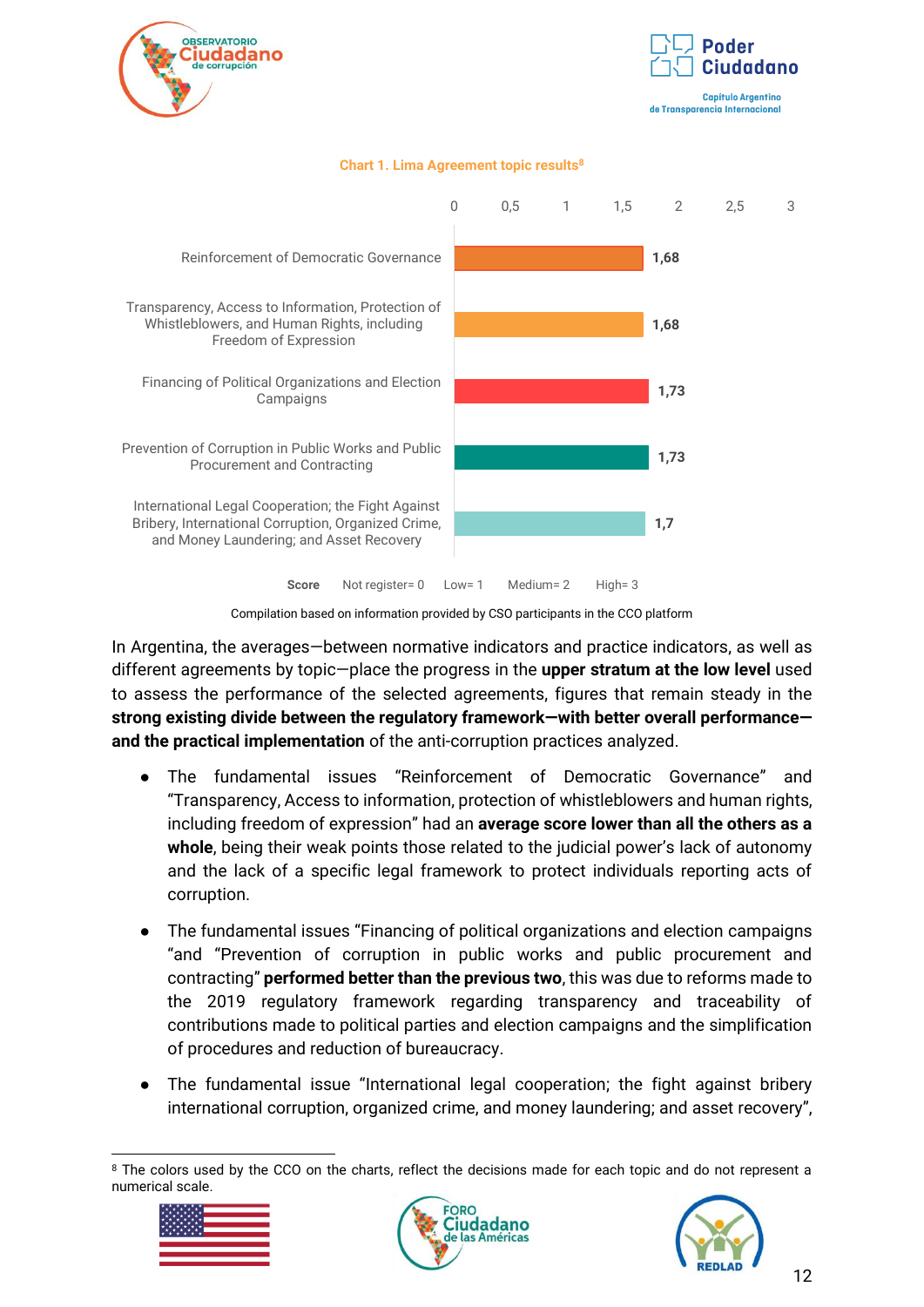**Chart 1. Lima Agreement topic results**[8]

| Topic | Score |
|---|---|
| Reinforcement of Democratic Governance | 1,68 |
| Transparency, Access to Information, Protection of Whistleblowers, and Human Rights, including Freedom of Expression | 1,68 |
| Financing of Political Organizations and Election Campaigns | 1,73 |
| Prevention of Corruption in Public Works and Public Procurement and Contracting | 1,73 |
| International Legal Cooperation; the Fight Against Bribery, International Corruption, Organized Crime, and Money Laundering; and Asset Recovery | 1,7 |

**Score** Not register= 0 Low= 1 Medium= 2 High= 3

Compilation based on information provided by CSO participants in the CCO platform

In Argentina, the averages—between normative indicators and practice indicators, as well as different agreements by topic—place the progress in the **upper stratum at the low level** used to assess the performance of the selected agreements, figures that remain steady in the **strong existing divide between the regulatory framework—with better overall performance—and the practical implementation** of the anti-corruption practices analyzed.

- The fundamental issues "Reinforcement of Democratic Governance" and "Transparency, Access to information, protection of whistleblowers and human rights, including freedom of expression" had an **average score lower than all the others as a whole**, being their weak points those related to the judicial power's lack of autonomy and the lack of a specific legal framework to protect individuals reporting acts of corruption.
- The fundamental issues "Financing of political organizations and election campaigns "and "Prevention of corruption in public works and public procurement and contracting" **performed better than the previous two**, this was due to reforms made to the 2019 regulatory framework regarding transparency and traceability of contributions made to political parties and election campaigns and the simplification of procedures and reduction of bureaucracy.
- The fundamental issue "International legal cooperation; the fight against bribery international corruption, organized crime, and money laundering; and asset recovery",

[8] The colors used by the CCO on the charts, reflect the decisions made for each topic and do not represent a numerical scale.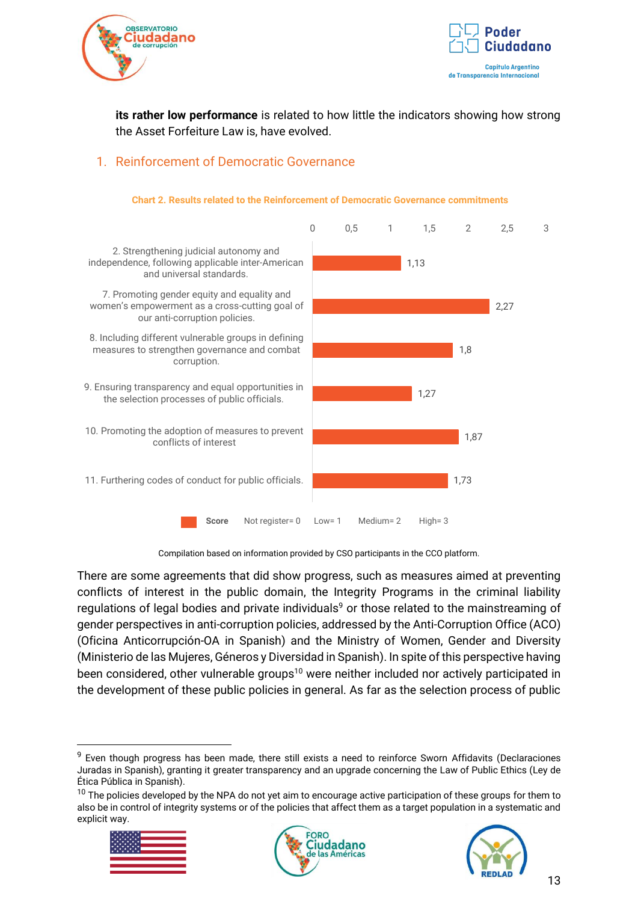**its rather low performance** is related to how little the indicators showing how strong the Asset Forfeiture Law is, have evolved.

## 1. Reinforcement of Democratic Governance

**Chart 2. Results related to the Reinforcement of Democratic Governance commitments**

| Commitment | Score |
|---|---|
| 2. Strengthening judicial autonomy and independence, following applicable inter-American and universal standards. | 1,13 |
| 7. Promoting gender equity and equality and women's empowerment as a cross-cutting goal of our anti-corruption policies. | 2,27 |
| 8. Including different vulnerable groups in defining measures to strengthen governance and combat corruption. | 1,8 |
| 9. Ensuring transparency and equal opportunities in the selection processes of public officials. | 1,27 |
| 10. Promoting the adoption of measures to prevent conflicts of interest | 1,87 |
| 11. Furthering codes of conduct for public officials. | 1,73 |

Score: Not register= 0, Low= 1, Medium= 2, High= 3

Compilation based on information provided by CSO participants in the CCO platform.

There are some agreements that did show progress, such as measures aimed at preventing conflicts of interest in the public domain, the Integrity Programs in the criminal liability regulations of legal bodies and private individuals[9] or those related to the mainstreaming of gender perspectives in anti-corruption policies, addressed by the Anti-Corruption Office (ACO) (Oficina Anticorrupción-OA in Spanish) and the Ministry of Women, Gender and Diversity (Ministerio de las Mujeres, Géneros y Diversidad in Spanish). In spite of this perspective having been considered, other vulnerable groups[10] were neither included nor actively participated in the development of these public policies in general. As far as the selection process of public

---

[9] Even though progress has been made, there still exists a need to reinforce Sworn Affidavits (Declaraciones Juradas in Spanish), granting it greater transparency and an upgrade concerning the Law of Public Ethics (Ley de Ética Pública in Spanish).

[10] The policies developed by the NPA do not yet aim to encourage active participation of these groups for them to also be in control of integrity systems or of the policies that affect them as a target population in a systematic and explicit way.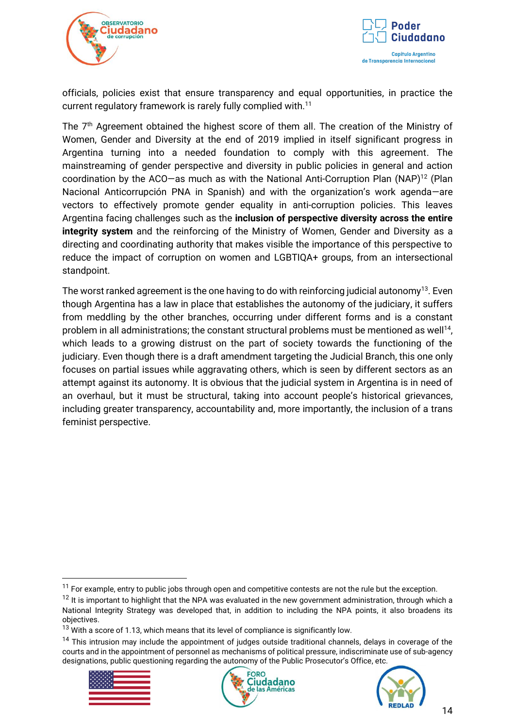officials, policies exist that ensure transparency and equal opportunities, in practice the current regulatory framework is rarely fully complied with.[11]

The 7th Agreement obtained the highest score of them all. The creation of the Ministry of Women, Gender and Diversity at the end of 2019 implied in itself significant progress in Argentina turning into a needed foundation to comply with this agreement. The mainstreaming of gender perspective and diversity in public policies in general and action coordination by the ACO—as much as with the National Anti-Corruption Plan (NAP)[12] (Plan Nacional Anticorrupción PNA in Spanish) and with the organization's work agenda—are vectors to effectively promote gender equality in anti-corruption policies. This leaves Argentina facing challenges such as the **inclusion of perspective diversity across the entire integrity system** and the reinforcing of the Ministry of Women, Gender and Diversity as a directing and coordinating authority that makes visible the importance of this perspective to reduce the impact of corruption on women and LGBTIQA+ groups, from an intersectional standpoint.

The worst ranked agreement is the one having to do with reinforcing judicial autonomy[13]. Even though Argentina has a law in place that establishes the autonomy of the judiciary, it suffers from meddling by the other branches, occurring under different forms and is a constant problem in all administrations; the constant structural problems must be mentioned as well[14], which leads to a growing distrust on the part of society towards the functioning of the judiciary. Even though there is a draft amendment targeting the Judicial Branch, this one only focuses on partial issues while aggravating others, which is seen by different sectors as an attempt against its autonomy. It is obvious that the judicial system in Argentina is in need of an overhaul, but it must be structural, taking into account people's historical grievances, including greater transparency, accountability and, more importantly, the inclusion of a trans feminist perspective.

---

[11] For example, entry to public jobs through open and competitive contests are not the rule but the exception.

[12] It is important to highlight that the NPA was evaluated in the new government administration, through which a National Integrity Strategy was developed that, in addition to including the NPA points, it also broadens its objectives.

[13] With a score of 1.13, which means that its level of compliance is significantly low.

[14] This intrusion may include the appointment of judges outside traditional channels, delays in coverage of the courts and in the appointment of personnel as mechanisms of political pressure, indiscriminate use of sub-agency designations, public questioning regarding the autonomy of the Public Prosecutor's Office, etc.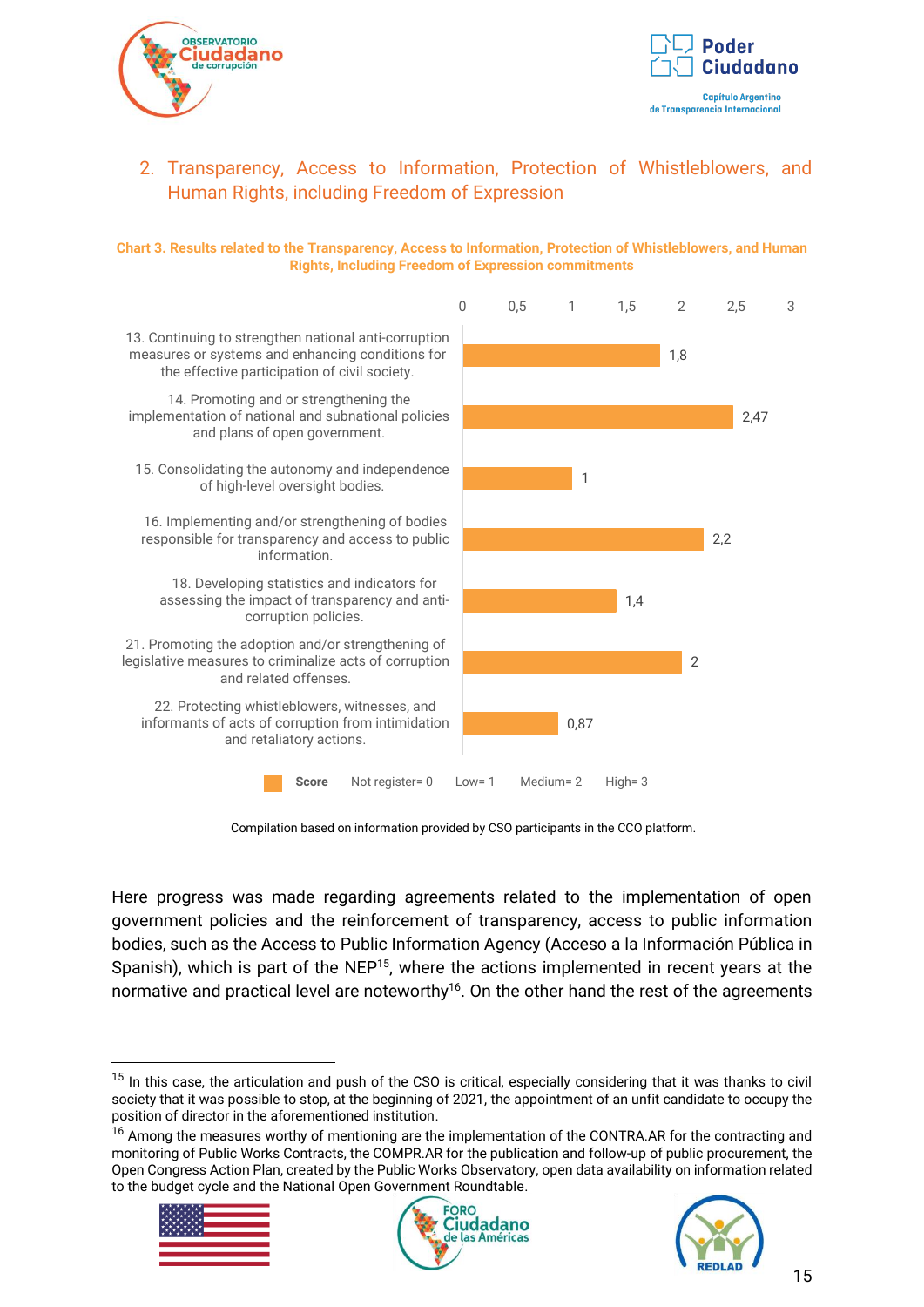## 2. Transparency, Access to Information, Protection of Whistleblowers, and Human Rights, including Freedom of Expression

**Chart 3. Results related to the Transparency, Access to Information, Protection of Whistleblowers, and Human Rights, Including Freedom of Expression commitments**

| Commitment | Score |
|---|---|
| 13. Continuing to strengthen national anti-corruption measures or systems and enhancing conditions for the effective participation of civil society. | 1,8 |
| 14. Promoting and or strengthening the implementation of national and subnational policies and plans of open government. | 2,47 |
| 15. Consolidating the autonomy and independence of high-level oversight bodies. | 1 |
| 16. Implementing and/or strengthening of bodies responsible for transparency and access to public information. | 2,2 |
| 18. Developing statistics and indicators for assessing the impact of transparency and anti-corruption policies. | 1,4 |
| 21. Promoting the adoption and/or strengthening of legislative measures to criminalize acts of corruption and related offenses. | 2 |
| 22. Protecting whistleblowers, witnesses, and informants of acts of corruption from intimidation and retaliatory actions. | 0,87 |

Score: Not register= 0 Low= 1 Medium= 2 High= 3

Compilation based on information provided by CSO participants in the CCO platform.

Here progress was made regarding agreements related to the implementation of open government policies and the reinforcement of transparency, access to public information bodies, such as the Access to Public Information Agency (Acceso a la Información Pública in Spanish), which is part of the NEP[15], where the actions implemented in recent years at the normative and practical level are noteworthy[16]. On the other hand the rest of the agreements

[15] In this case, the articulation and push of the CSO is critical, especially considering that it was thanks to civil society that it was possible to stop, at the beginning of 2021, the appointment of an unfit candidate to occupy the position of director in the aforementioned institution.

[16] Among the measures worthy of mentioning are the implementation of the CONTRA.AR for the contracting and monitoring of Public Works Contracts, the COMPR.AR for the publication and follow-up of public procurement, the Open Congress Action Plan, created by the Public Works Observatory, open data availability on information related to the budget cycle and the National Open Government Roundtable.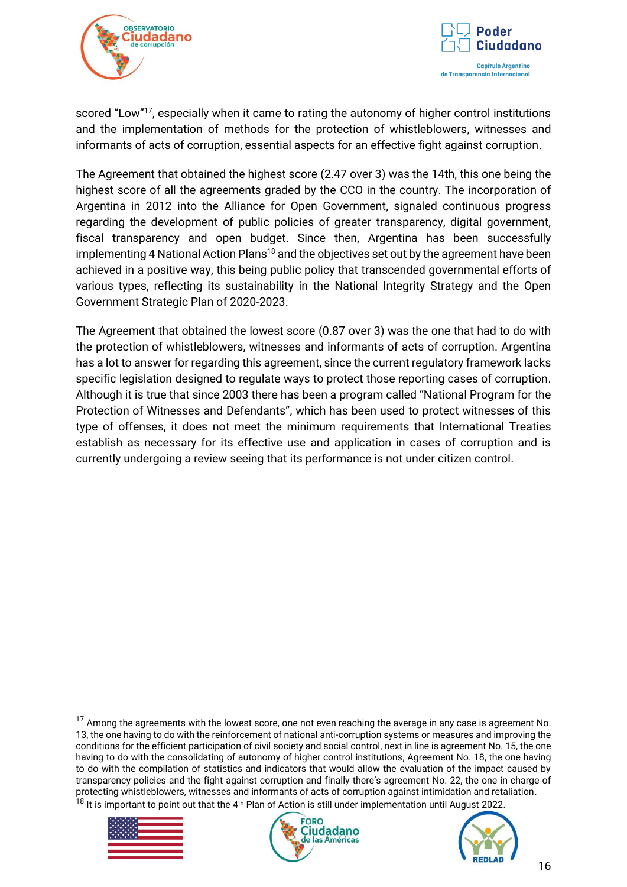scored “Low”[17], especially when it came to rating the autonomy of higher control institutions and the implementation of methods for the protection of whistleblowers, witnesses and informants of acts of corruption, essential aspects for an effective fight against corruption.

The Agreement that obtained the highest score (2.47 over 3) was the 14th, this one being the highest score of all the agreements graded by the CCO in the country. The incorporation of Argentina in 2012 into the Alliance for Open Government, signaled continuous progress regarding the development of public policies of greater transparency, digital government, fiscal transparency and open budget. Since then, Argentina has been successfully implementing 4 National Action Plans[18] and the objectives set out by the agreement have been achieved in a positive way, this being public policy that transcended governmental efforts of various types, reflecting its sustainability in the National Integrity Strategy and the Open Government Strategic Plan of 2020-2023.

The Agreement that obtained the lowest score (0.87 over 3) was the one that had to do with the protection of whistleblowers, witnesses and informants of acts of corruption. Argentina has a lot to answer for regarding this agreement, since the current regulatory framework lacks specific legislation designed to regulate ways to protect those reporting cases of corruption. Although it is true that since 2003 there has been a program called “National Program for the Protection of Witnesses and Defendants”, which has been used to protect witnesses of this type of offenses, it does not meet the minimum requirements that International Treaties establish as necessary for its effective use and application in cases of corruption and is currently undergoing a review seeing that its performance is not under citizen control.

---

[17] Among the agreements with the lowest score, one not even reaching the average in any case is agreement No. 13, the one having to do with the reinforcement of national anti-corruption systems or measures and improving the conditions for the efficient participation of civil society and social control, next in line is agreement No. 15, the one having to do with the consolidating of autonomy of higher control institutions, Agreement No. 18, the one having to do with the compilation of statistics and indicators that would allow the evaluation of the impact caused by transparency policies and the fight against corruption and finally there’s agreement No. 22, the one in charge of protecting whistleblowers, witnesses and informants of acts of corruption against intimidation and retaliation.

[18] It is important to point out that the 4th Plan of Action is still under implementation until August 2022.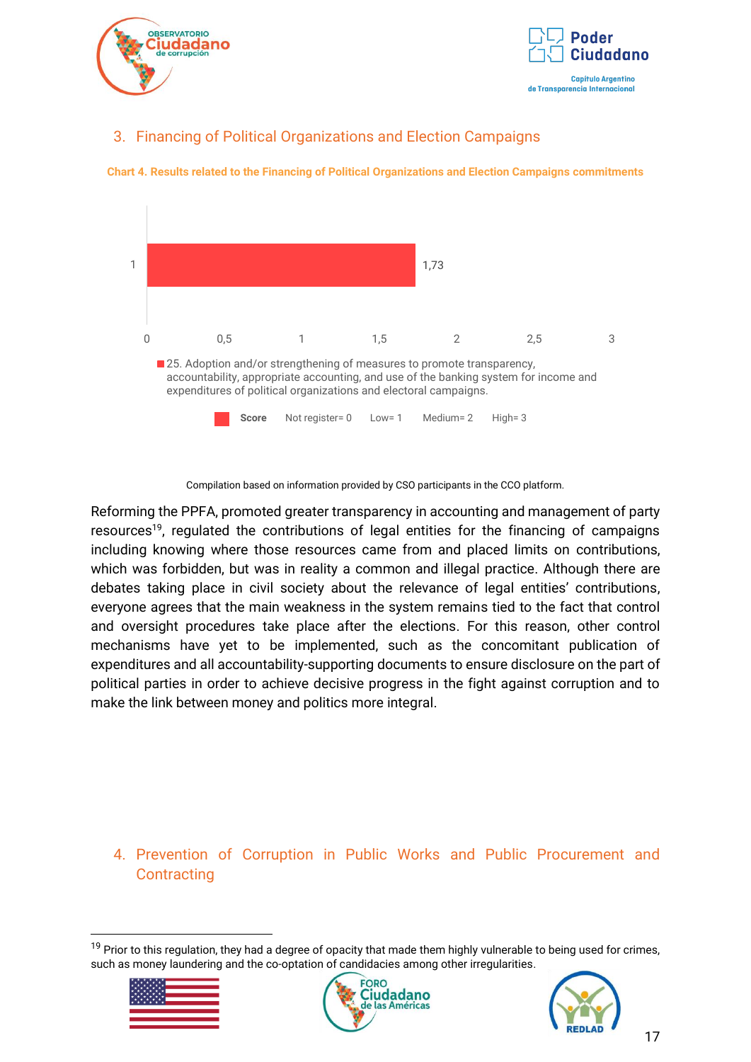## 3. Financing of Political Organizations and Election Campaigns

**Chart 4. Results related to the Financing of Political Organizations and Election Campaigns commitments**

| | Score |
|---|---|
| 25. Adoption and/or strengthening of measures to promote transparency, accountability, appropriate accounting, and use of the banking system for income and expenditures of political organizations and electoral campaigns. | 1,73 |

Score: Not register= 0 Low= 1 Medium= 2 High= 3

Compilation based on information provided by CSO participants in the CCO platform.

Reforming the PPFA, promoted greater transparency in accounting and management of party resources[19], regulated the contributions of legal entities for the financing of campaigns including knowing where those resources came from and placed limits on contributions, which was forbidden, but was in reality a common and illegal practice. Although there are debates taking place in civil society about the relevance of legal entities' contributions, everyone agrees that the main weakness in the system remains tied to the fact that control and oversight procedures take place after the elections. For this reason, other control mechanisms have yet to be implemented, such as the concomitant publication of expenditures and all accountability-supporting documents to ensure disclosure on the part of political parties in order to achieve decisive progress in the fight against corruption and to make the link between money and politics more integral.

## 4. Prevention of Corruption in Public Works and Public Procurement and Contracting

[19] Prior to this regulation, they had a degree of opacity that made them highly vulnerable to being used for crimes, such as money laundering and the co-optation of candidacies among other irregularities.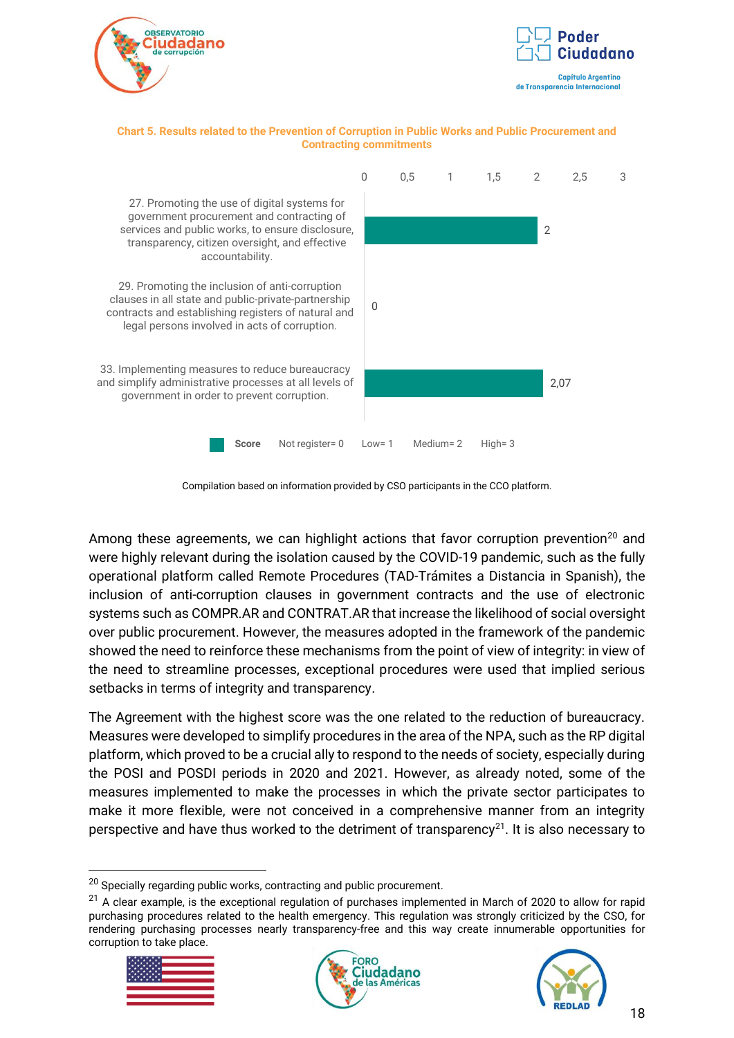**Chart 5. Results related to the Prevention of Corruption in Public Works and Public Procurement and Contracting commitments**

| Commitment | Score |
|---|---|
| 27. Promoting the use of digital systems for government procurement and contracting of services and public works, to ensure disclosure, transparency, citizen oversight, and effective accountability. | 2 |
| 29. Promoting the inclusion of anti-corruption clauses in all state and public-private-partnership contracts and establishing registers of natural and legal persons involved in acts of corruption. | 0 |
| 33. Implementing measures to reduce bureaucracy and simplify administrative processes at all levels of government in order to prevent corruption. | 2,07 |

Score: Not register= 0 Low= 1 Medium= 2 High= 3

Compilation based on information provided by CSO participants in the CCO platform.

Among these agreements, we can highlight actions that favor corruption prevention[20] and were highly relevant during the isolation caused by the COVID-19 pandemic, such as the fully operational platform called Remote Procedures (TAD-Trámites a Distancia in Spanish), the inclusion of anti-corruption clauses in government contracts and the use of electronic systems such as COMPR.AR and CONTRAT.AR that increase the likelihood of social oversight over public procurement. However, the measures adopted in the framework of the pandemic showed the need to reinforce these mechanisms from the point of view of integrity: in view of the need to streamline processes, exceptional procedures were used that implied serious setbacks in terms of integrity and transparency.

The Agreement with the highest score was the one related to the reduction of bureaucracy. Measures were developed to simplify procedures in the area of the NPA, such as the RP digital platform, which proved to be a crucial ally to respond to the needs of society, especially during the POSI and POSDI periods in 2020 and 2021. However, as already noted, some of the measures implemented to make the processes in which the private sector participates to make it more flexible, were not conceived in a comprehensive manner from an integrity perspective and have thus worked to the detriment of transparency[21]. It is also necessary to

[20] Specially regarding public works, contracting and public procurement.

[21] A clear example, is the exceptional regulation of purchases implemented in March of 2020 to allow for rapid purchasing procedures related to the health emergency. This regulation was strongly criticized by the CSO, for rendering purchasing processes nearly transparency-free and this way create innumerable opportunities for corruption to take place.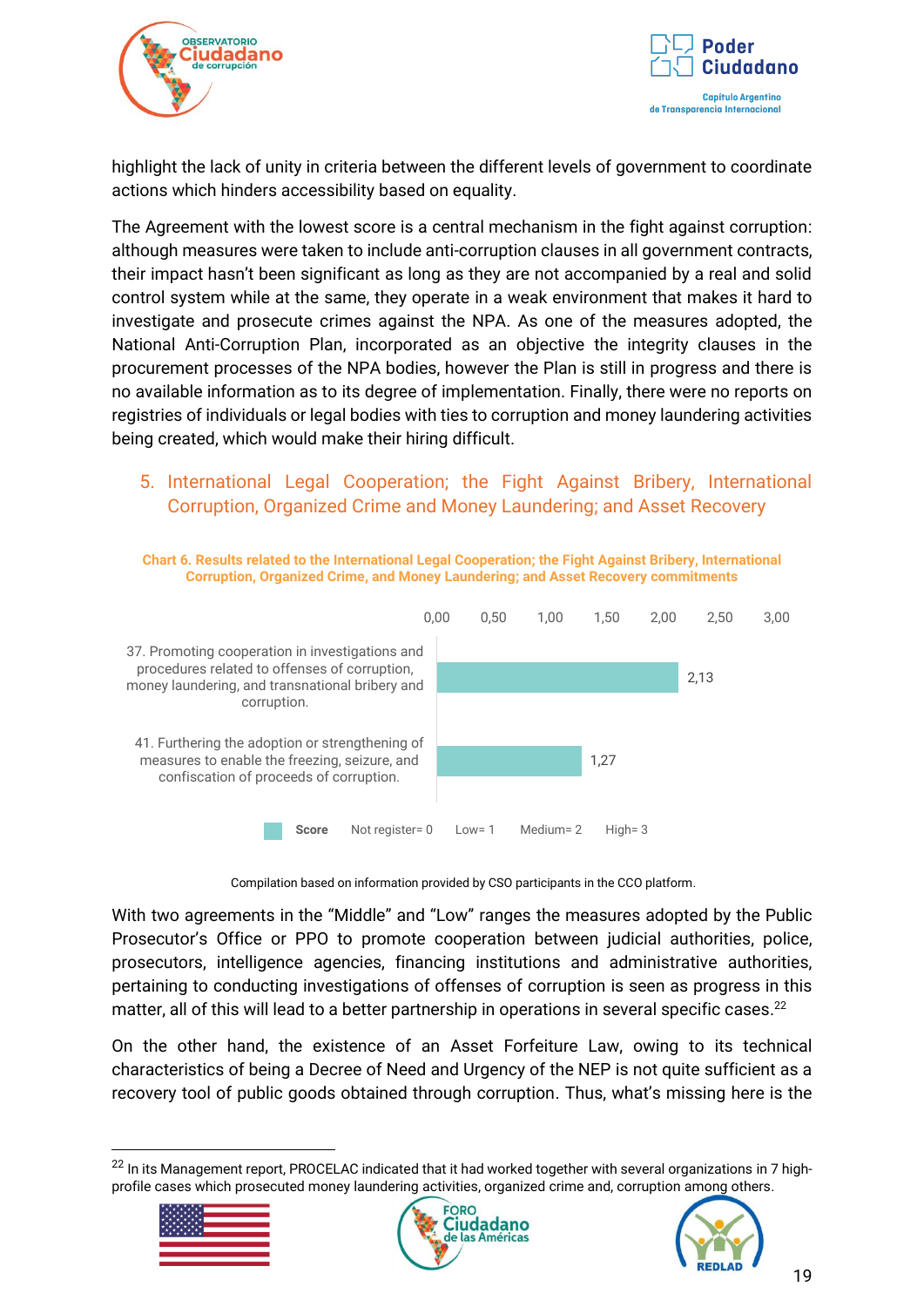highlight the lack of unity in criteria between the different levels of government to coordinate actions which hinders accessibility based on equality.

The Agreement with the lowest score is a central mechanism in the fight against corruption: although measures were taken to include anti-corruption clauses in all government contracts, their impact hasn't been significant as long as they are not accompanied by a real and solid control system while at the same, they operate in a weak environment that makes it hard to investigate and prosecute crimes against the NPA. As one of the measures adopted, the National Anti-Corruption Plan, incorporated as an objective the integrity clauses in the procurement processes of the NPA bodies, however the Plan is still in progress and there is no available information as to its degree of implementation. Finally, there were no reports on registries of individuals or legal bodies with ties to corruption and money laundering activities being created, which would make their hiring difficult.

## 5. International Legal Cooperation; the Fight Against Bribery, International Corruption, Organized Crime and Money Laundering; and Asset Recovery

**Chart 6. Results related to the International Legal Cooperation; the Fight Against Bribery, International Corruption, Organized Crime, and Money Laundering; and Asset Recovery commitments**

| Commitment | Score |
|---|---|
| 37. Promoting cooperation in investigations and procedures related to offenses of corruption, money laundering, and transnational bribery and corruption. | 2,13 |
| 41. Furthering the adoption or strengthening of measures to enable the freezing, seizure, and confiscation of proceeds of corruption. | 1,27 |

Score: Not register= 0, Low= 1, Medium= 2, High= 3

Compilation based on information provided by CSO participants in the CCO platform.

With two agreements in the "Middle" and "Low" ranges the measures adopted by the Public Prosecutor's Office or PPO to promote cooperation between judicial authorities, police, prosecutors, intelligence agencies, financing institutions and administrative authorities, pertaining to conducting investigations of offenses of corruption is seen as progress in this matter, all of this will lead to a better partnership in operations in several specific cases.[22]

On the other hand, the existence of an Asset Forfeiture Law, owing to its technical characteristics of being a Decree of Need and Urgency of the NEP is not quite sufficient as a recovery tool of public goods obtained through corruption. Thus, what's missing here is the

[22] In its Management report, PROCELAC indicated that it had worked together with several organizations in 7 high-profile cases which prosecuted money laundering activities, organized crime and, corruption among others.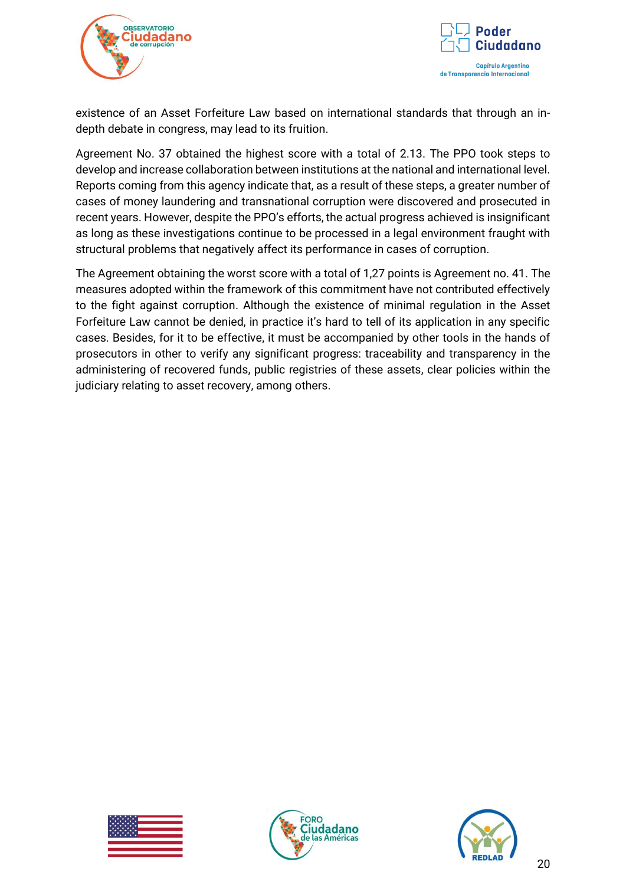existence of an Asset Forfeiture Law based on international standards that through an in-depth debate in congress, may lead to its fruition.

Agreement No. 37 obtained the highest score with a total of 2.13. The PPO took steps to develop and increase collaboration between institutions at the national and international level. Reports coming from this agency indicate that, as a result of these steps, a greater number of cases of money laundering and transnational corruption were discovered and prosecuted in recent years. However, despite the PPO's efforts, the actual progress achieved is insignificant as long as these investigations continue to be processed in a legal environment fraught with structural problems that negatively affect its performance in cases of corruption.

The Agreement obtaining the worst score with a total of 1,27 points is Agreement no. 41. The measures adopted within the framework of this commitment have not contributed effectively to the fight against corruption. Although the existence of minimal regulation in the Asset Forfeiture Law cannot be denied, in practice it's hard to tell of its application in any specific cases. Besides, for it to be effective, it must be accompanied by other tools in the hands of prosecutors in other to verify any significant progress: traceability and transparency in the administering of recovered funds, public registries of these assets, clear policies within the judiciary relating to asset recovery, among others.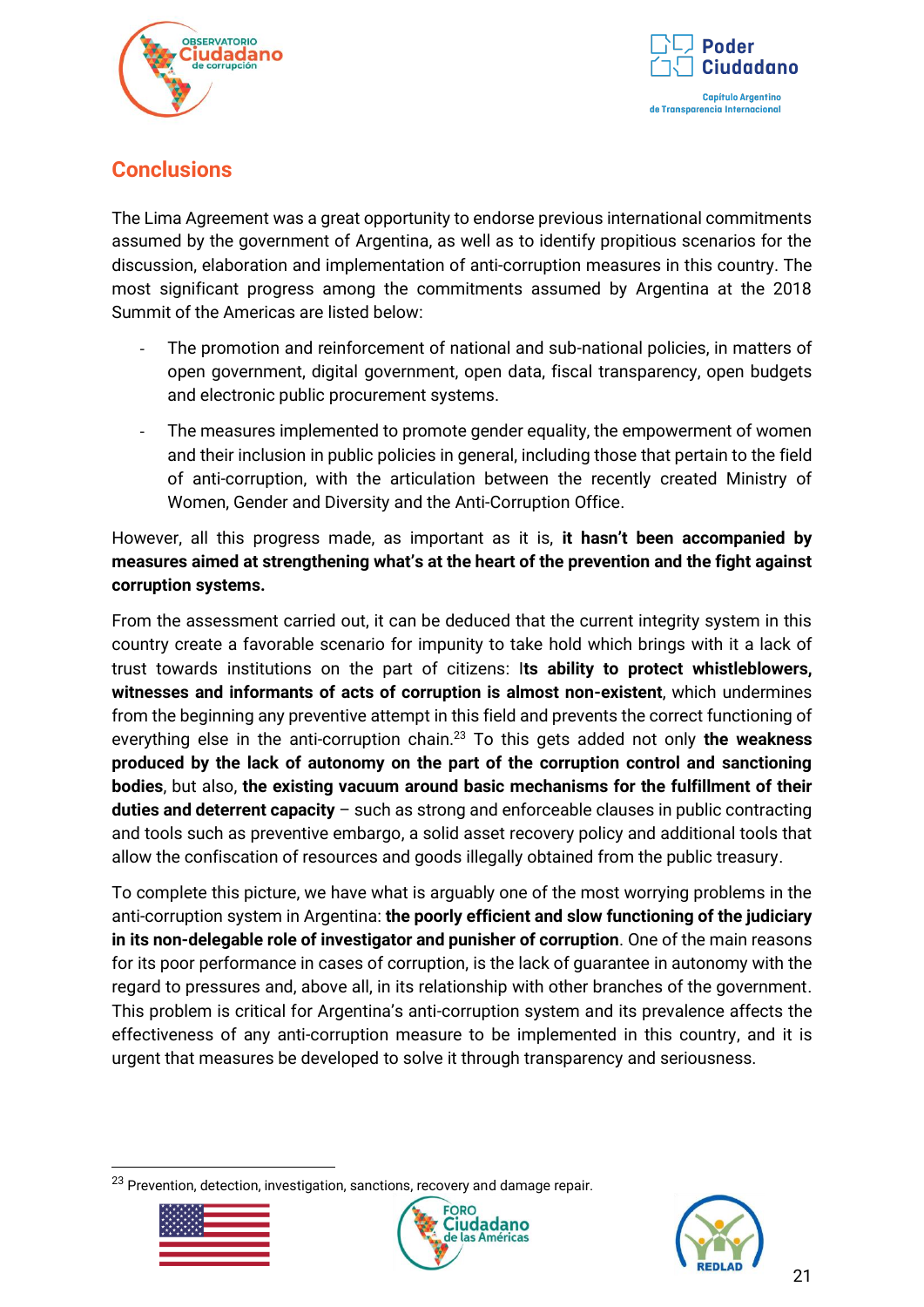## Conclusions

The Lima Agreement was a great opportunity to endorse previous international commitments assumed by the government of Argentina, as well as to identify propitious scenarios for the discussion, elaboration and implementation of anti-corruption measures in this country. The most significant progress among the commitments assumed by Argentina at the 2018 Summit of the Americas are listed below:

- The promotion and reinforcement of national and sub-national policies, in matters of open government, digital government, open data, fiscal transparency, open budgets and electronic public procurement systems.
- The measures implemented to promote gender equality, the empowerment of women and their inclusion in public policies in general, including those that pertain to the field of anti-corruption, with the articulation between the recently created Ministry of Women, Gender and Diversity and the Anti-Corruption Office.

However, all this progress made, as important as it is, **it hasn't been accompanied by measures aimed at strengthening what's at the heart of the prevention and the fight against corruption systems.**

From the assessment carried out, it can be deduced that the current integrity system in this country create a favorable scenario for impunity to take hold which brings with it a lack of trust towards institutions on the part of citizens: I**ts ability to protect whistleblowers, witnesses and informants of acts of corruption is almost non-existent**, which undermines from the beginning any preventive attempt in this field and prevents the correct functioning of everything else in the anti-corruption chain.[23] To this gets added not only **the weakness produced by the lack of autonomy on the part of the corruption control and sanctioning bodies**, but also, **the existing vacuum around basic mechanisms for the fulfillment of their duties and deterrent capacity** – such as strong and enforceable clauses in public contracting and tools such as preventive embargo, a solid asset recovery policy and additional tools that allow the confiscation of resources and goods illegally obtained from the public treasury.

To complete this picture, we have what is arguably one of the most worrying problems in the anti-corruption system in Argentina: **the poorly efficient and slow functioning of the judiciary in its non-delegable role of investigator and punisher of corruption**. One of the main reasons for its poor performance in cases of corruption, is the lack of guarantee in autonomy with the regard to pressures and, above all, in its relationship with other branches of the government. This problem is critical for Argentina's anti-corruption system and its prevalence affects the effectiveness of any anti-corruption measure to be implemented in this country, and it is urgent that measures be developed to solve it through transparency and seriousness.

[23] Prevention, detection, investigation, sanctions, recovery and damage repair.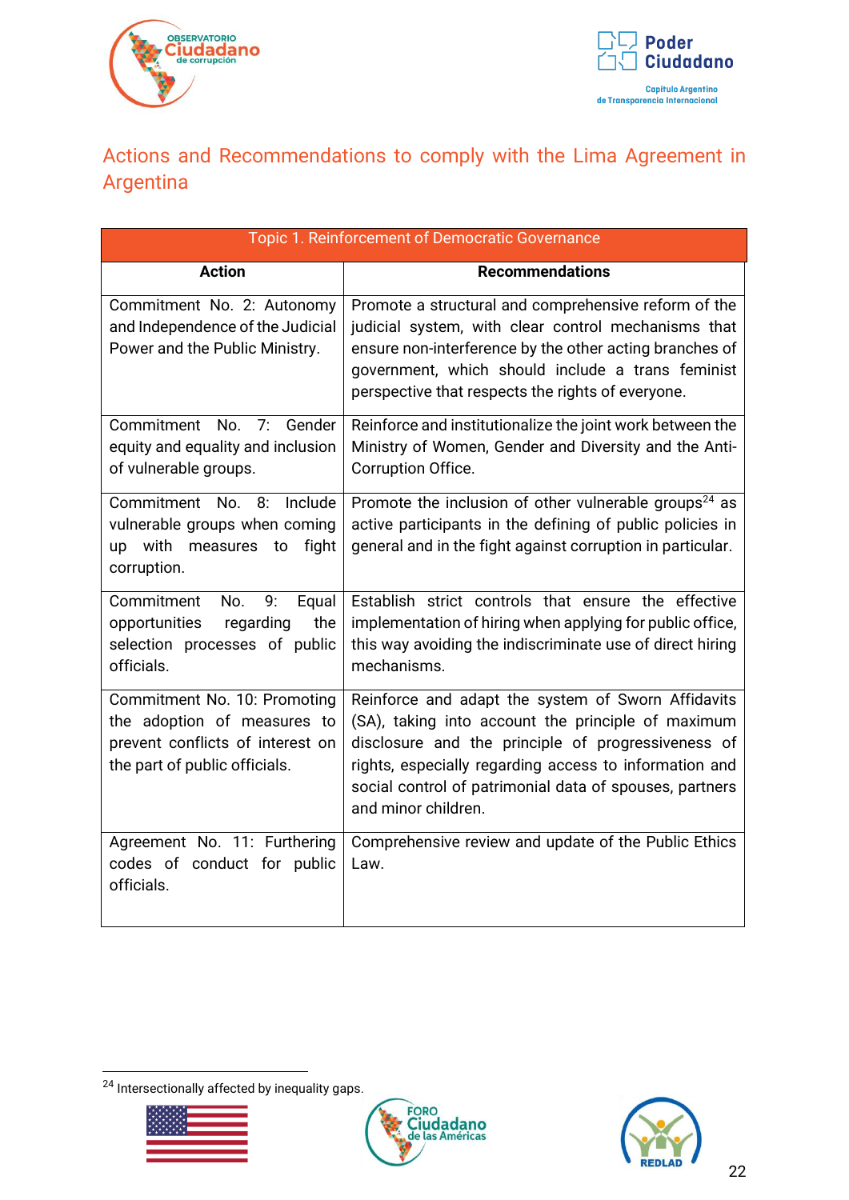## Actions and Recommendations to comply with the Lima Agreement in Argentina

| Topic 1. Reinforcement of Democratic Governance | |
|---|---|
| **Action** | **Recommendations** |
| Commitment No. 2: Autonomy and Independence of the Judicial Power and the Public Ministry. | Promote a structural and comprehensive reform of the judicial system, with clear control mechanisms that ensure non-interference by the other acting branches of government, which should include a trans feminist perspective that respects the rights of everyone. |
| Commitment No. 7: Gender equity and equality and inclusion of vulnerable groups. | Reinforce and institutionalize the joint work between the Ministry of Women, Gender and Diversity and the Anti-Corruption Office. |
| Commitment No. 8: Include vulnerable groups when coming up with measures to fight corruption. | Promote the inclusion of other vulnerable groups[24] as active participants in the defining of public policies in general and in the fight against corruption in particular. |
| Commitment No. 9: Equal opportunities regarding the selection processes of public officials. | Establish strict controls that ensure the effective implementation of hiring when applying for public office, this way avoiding the indiscriminate use of direct hiring mechanisms. |
| Commitment No. 10: Promoting the adoption of measures to prevent conflicts of interest on the part of public officials. | Reinforce and adapt the system of Sworn Affidavits (SA), taking into account the principle of maximum disclosure and the principle of progressiveness of rights, especially regarding access to information and social control of patrimonial data of spouses, partners and minor children. |
| Agreement No. 11: Furthering codes of conduct for public officials. | Comprehensive review and update of the Public Ethics Law. |

[24] Intersectionally affected by inequality gaps.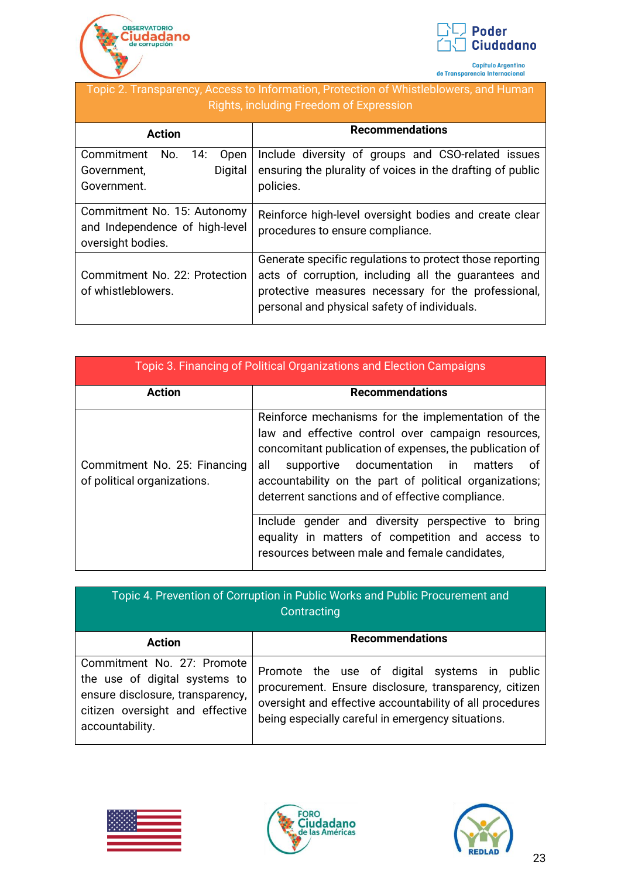| Topic 2. Transparency, Access to Information, Protection of Whistleblowers, and Human Rights, including Freedom of Expression | |
|---|---|
| **Action** | **Recommendations** |
| Commitment No. 14: Open Government, Digital Government. | Include diversity of groups and CSO-related issues ensuring the plurality of voices in the drafting of public policies. |
| Commitment No. 15: Autonomy and Independence of high-level oversight bodies. | Reinforce high-level oversight bodies and create clear procedures to ensure compliance. |
| Commitment No. 22: Protection of whistleblowers. | Generate specific regulations to protect those reporting acts of corruption, including all the guarantees and protective measures necessary for the professional, personal and physical safety of individuals. |

| Topic 3. Financing of Political Organizations and Election Campaigns | |
|---|---|
| **Action** | **Recommendations** |
| Commitment No. 25: Financing of political organizations. | Reinforce mechanisms for the implementation of the law and effective control over campaign resources, concomitant publication of expenses, the publication of all supportive documentation in matters of accountability on the part of political organizations; deterrent sanctions and of effective compliance. |
| | Include gender and diversity perspective to bring equality in matters of competition and access to resources between male and female candidates, |

| Topic 4. Prevention of Corruption in Public Works and Public Procurement and Contracting | |
|---|---|
| **Action** | **Recommendations** |
| Commitment No. 27: Promote the use of digital systems to ensure disclosure, transparency, citizen oversight and effective accountability. | Promote the use of digital systems in public procurement. Ensure disclosure, transparency, citizen oversight and effective accountability of all procedures being especially careful in emergency situations. |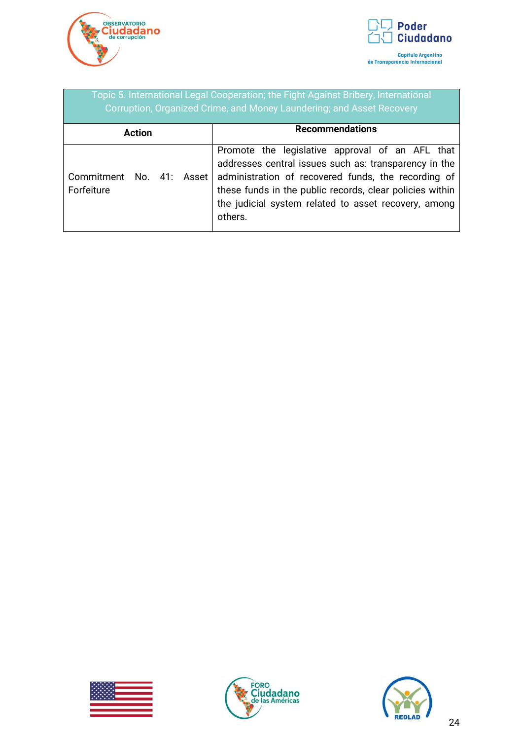| Topic 5. International Legal Cooperation; the Fight Against Bribery, International Corruption, Organized Crime, and Money Laundering; and Asset Recovery | |
|---|---|
| **Action** | **Recommendations** |
| Commitment No. 41: Asset Forfeiture | Promote the legislative approval of an AFL that addresses central issues such as: transparency in the administration of recovered funds, the recording of these funds in the public records, clear policies within the judicial system related to asset recovery, among others. |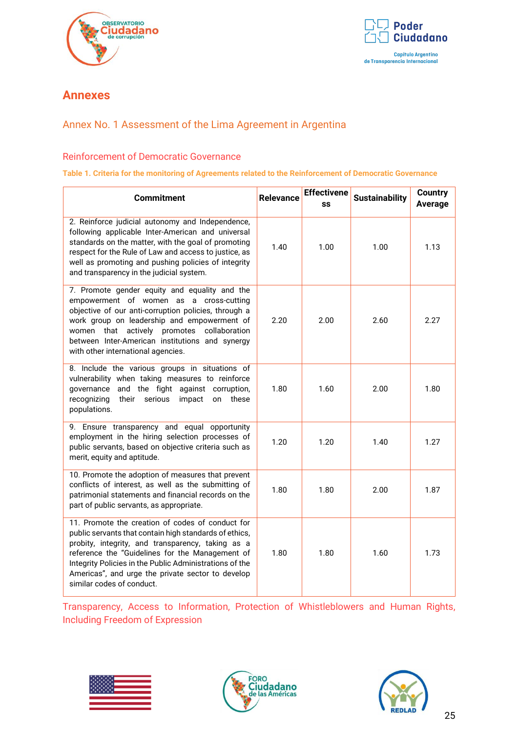# Annexes

## Annex No. 1 Assessment of the Lima Agreement in Argentina

### Reinforcement of Democratic Governance

**Table 1. Criteria for the monitoring of Agreements related to the Reinforcement of Democratic Governance**

| Commitment | Relevance | Effectiveness | Sustainability | Country Average |
|---|---|---|---|---|
| 2. Reinforce judicial autonomy and Independence, following applicable Inter-American and universal standards on the matter, with the goal of promoting respect for the Rule of Law and access to justice, as well as promoting and pushing policies of integrity and transparency in the judicial system. | 1.40 | 1.00 | 1.00 | 1.13 |
| 7. Promote gender equity and equality and the empowerment of women as a cross-cutting objective of our anti-corruption policies, through a work group on leadership and empowerment of women that actively promotes collaboration between Inter-American institutions and synergy with other international agencies. | 2.20 | 2.00 | 2.60 | 2.27 |
| 8. Include the various groups in situations of vulnerability when taking measures to reinforce governance and the fight against corruption, recognizing their serious impact on these populations. | 1.80 | 1.60 | 2.00 | 1.80 |
| 9. Ensure transparency and equal opportunity employment in the hiring selection processes of public servants, based on objective criteria such as merit, equity and aptitude. | 1.20 | 1.20 | 1.40 | 1.27 |
| 10. Promote the adoption of measures that prevent conflicts of interest, as well as the submitting of patrimonial statements and financial records on the part of public servants, as appropriate. | 1.80 | 1.80 | 2.00 | 1.87 |
| 11. Promote the creation of codes of conduct for public servants that contain high standards of ethics, probity, integrity, and transparency, taking as a reference the "Guidelines for the Management of Integrity Policies in the Public Administrations of the Americas", and urge the private sector to develop similar codes of conduct. | 1.80 | 1.80 | 1.60 | 1.73 |

### Transparency, Access to Information, Protection of Whistleblowers and Human Rights, Including Freedom of Expression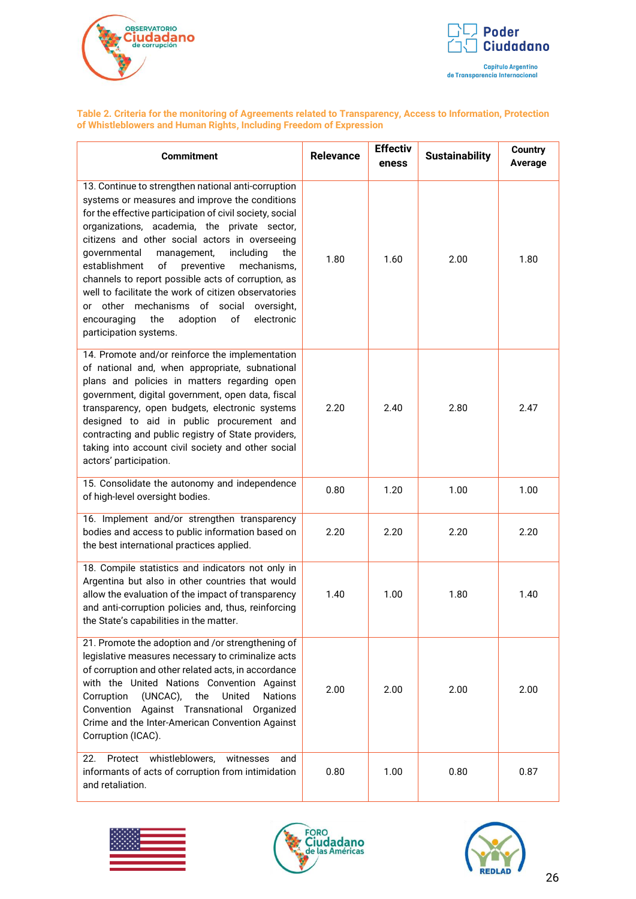**Table 2. Criteria for the monitoring of Agreements related to Transparency, Access to Information, Protection of Whistleblowers and Human Rights, Including Freedom of Expression**

| Commitment | Relevance | Effectiveness | Sustainability | Country Average |
|---|---|---|---|---|
| 13. Continue to strengthen national anti-corruption systems or measures and improve the conditions for the effective participation of civil society, social organizations, academia, the private sector, citizens and other social actors in overseeing governmental management, including the establishment of preventive mechanisms, channels to report possible acts of corruption, as well to facilitate the work of citizen observatories or other mechanisms of social oversight, encouraging the adoption of electronic participation systems. | 1.80 | 1.60 | 2.00 | 1.80 |
| 14. Promote and/or reinforce the implementation of national and, when appropriate, subnational plans and policies in matters regarding open government, digital government, open data, fiscal transparency, open budgets, electronic systems designed to aid in public procurement and contracting and public registry of State providers, taking into account civil society and other social actors' participation. | 2.20 | 2.40 | 2.80 | 2.47 |
| 15. Consolidate the autonomy and independence of high-level oversight bodies. | 0.80 | 1.20 | 1.00 | 1.00 |
| 16. Implement and/or strengthen transparency bodies and access to public information based on the best international practices applied. | 2.20 | 2.20 | 2.20 | 2.20 |
| 18. Compile statistics and indicators not only in Argentina but also in other countries that would allow the evaluation of the impact of transparency and anti-corruption policies and, thus, reinforcing the State's capabilities in the matter. | 1.40 | 1.00 | 1.80 | 1.40 |
| 21. Promote the adoption and /or strengthening of legislative measures necessary to criminalize acts of corruption and other related acts, in accordance with the United Nations Convention Against Corruption (UNCAC), the United Nations Convention Against Transnational Organized Crime and the Inter-American Convention Against Corruption (ICAC). | 2.00 | 2.00 | 2.00 | 2.00 |
| 22. Protect whistleblowers, witnesses and informants of acts of corruption from intimidation and retaliation. | 0.80 | 1.00 | 0.80 | 0.87 |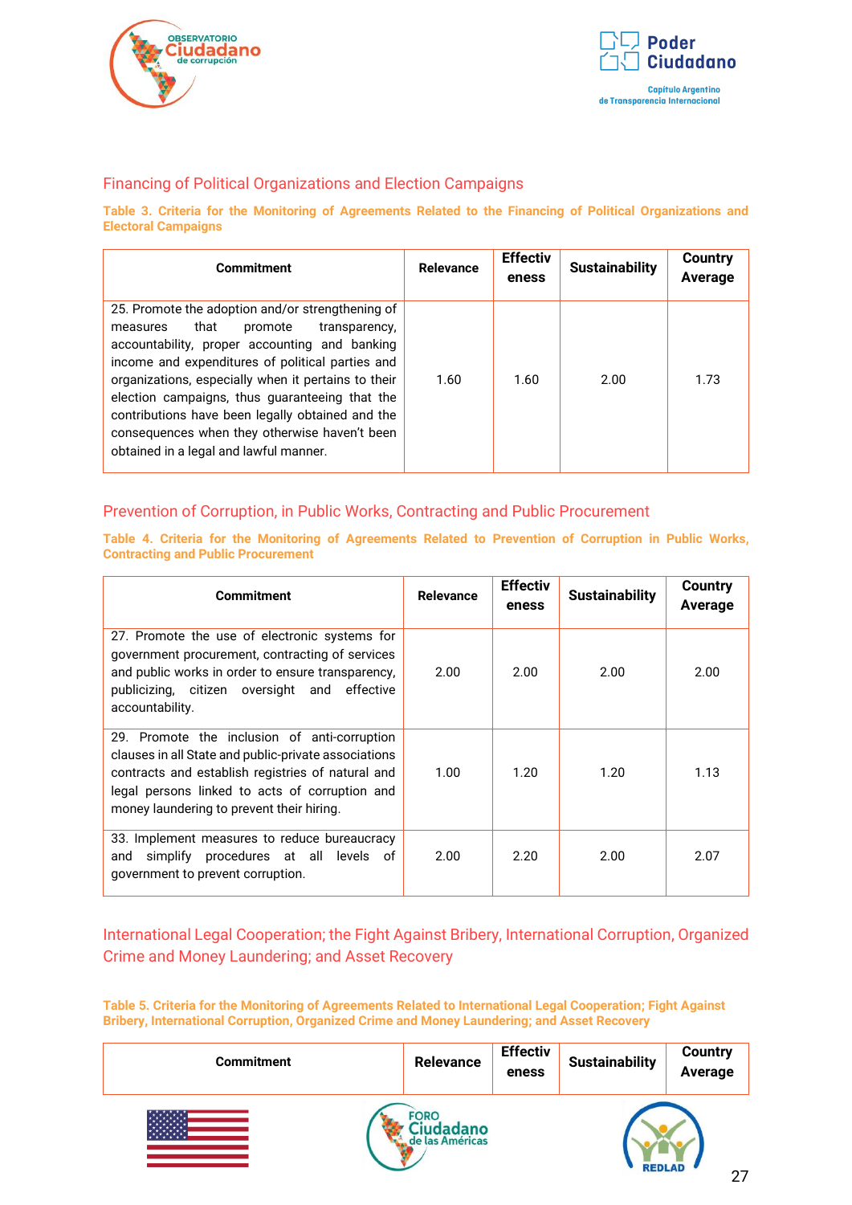## Financing of Political Organizations and Election Campaigns

**Table 3. Criteria for the Monitoring of Agreements Related to the Financing of Political Organizations and Electoral Campaigns**

| Commitment | Relevance | Effectiveness | Sustainability | Country Average |
|---|---|---|---|---|
| 25. Promote the adoption and/or strengthening of measures that promote transparency, accountability, proper accounting and banking income and expenditures of political parties and organizations, especially when it pertains to their election campaigns, thus guaranteeing that the contributions have been legally obtained and the consequences when they otherwise haven't been obtained in a legal and lawful manner. | 1.60 | 1.60 | 2.00 | 1.73 |

## Prevention of Corruption, in Public Works, Contracting and Public Procurement

**Table 4. Criteria for the Monitoring of Agreements Related to Prevention of Corruption in Public Works, Contracting and Public Procurement**

| Commitment | Relevance | Effectiveness | Sustainability | Country Average |
|---|---|---|---|---|
| 27. Promote the use of electronic systems for government procurement, contracting of services and public works in order to ensure transparency, publicizing, citizen oversight and effective accountability. | 2.00 | 2.00 | 2.00 | 2.00 |
| 29. Promote the inclusion of anti-corruption clauses in all State and public-private associations contracts and establish registries of natural and legal persons linked to acts of corruption and money laundering to prevent their hiring. | 1.00 | 1.20 | 1.20 | 1.13 |
| 33. Implement measures to reduce bureaucracy and simplify procedures at all levels of government to prevent corruption. | 2.00 | 2.20 | 2.00 | 2.07 |

## International Legal Cooperation; the Fight Against Bribery, International Corruption, Organized Crime and Money Laundering; and Asset Recovery

**Table 5. Criteria for the Monitoring of Agreements Related to International Legal Cooperation; Fight Against Bribery, International Corruption, Organized Crime and Money Laundering; and Asset Recovery**

| Commitment | Relevance | Effectiveness | Sustainability | Country Average |
|---|---|---|---|---|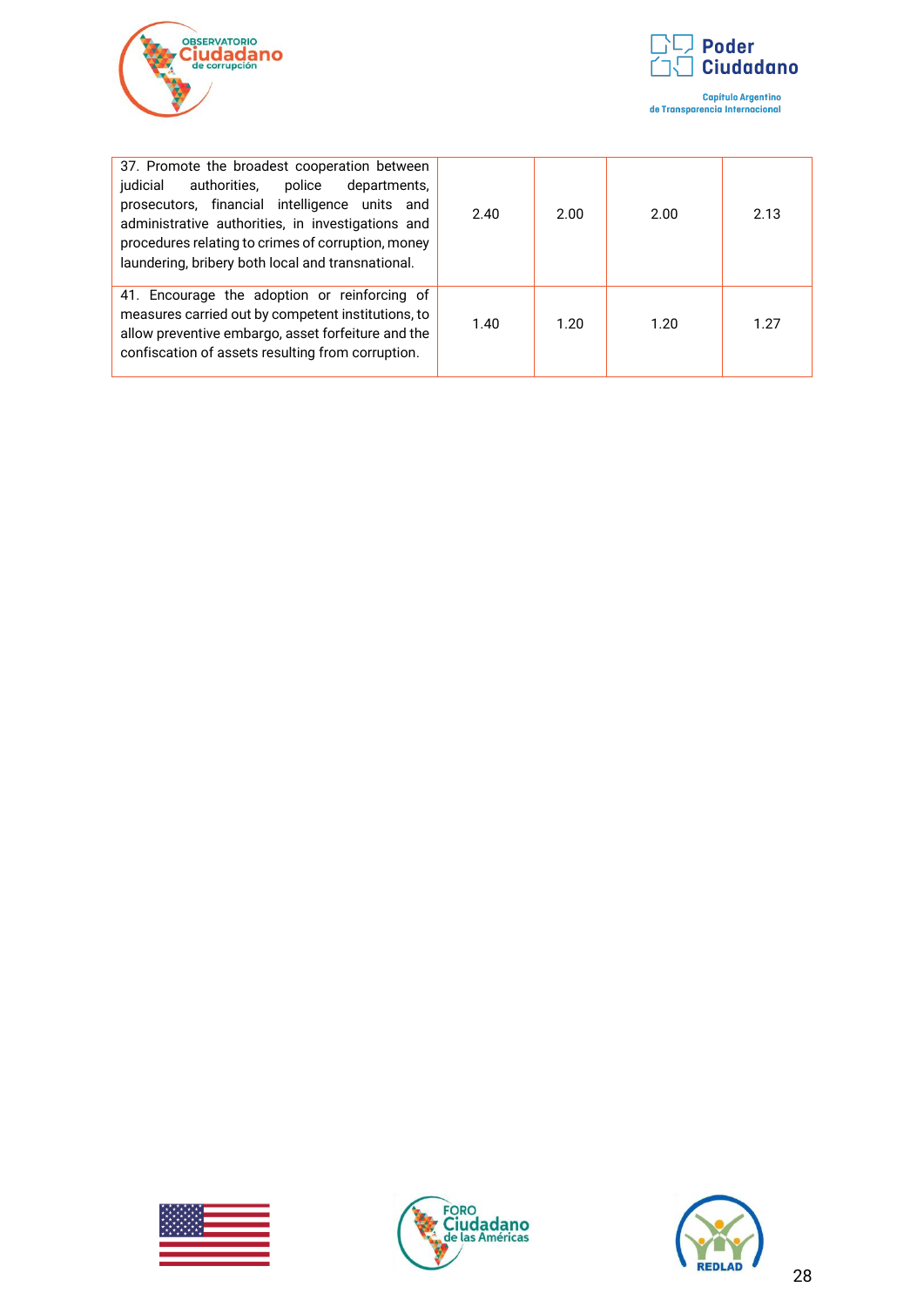| | | | | |
|---|---|---|---|---|
| 37. Promote the broadest cooperation between judicial authorities, police departments, prosecutors, financial intelligence units and administrative authorities, in investigations and procedures relating to crimes of corruption, money laundering, bribery both local and transnational. | 2.40 | 2.00 | 2.00 | 2.13 |
| 41. Encourage the adoption or reinforcing of measures carried out by competent institutions, to allow preventive embargo, asset forfeiture and the confiscation of assets resulting from corruption. | 1.40 | 1.20 | 1.20 | 1.27 |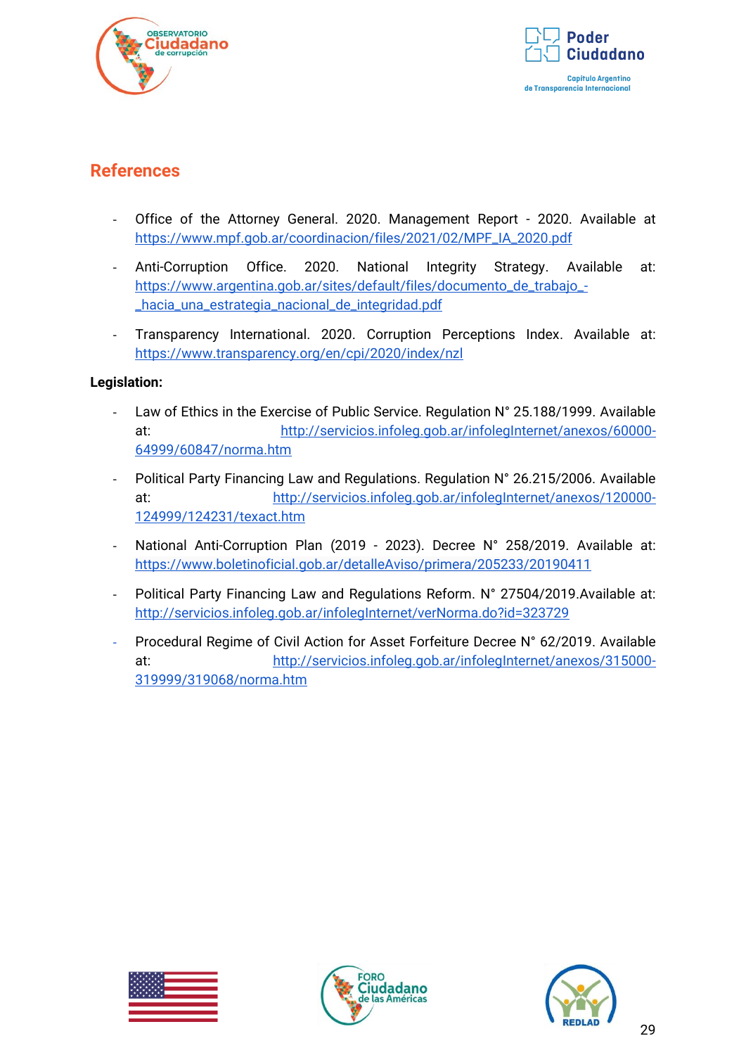## References

- Office of the Attorney General. 2020. Management Report - 2020. Available at https://www.mpf.gob.ar/coordinacion/files/2021/02/MPF_IA_2020.pdf
- Anti-Corruption Office. 2020. National Integrity Strategy. Available at: https://www.argentina.gob.ar/sites/default/files/documento_de_trabajo_-_hacia_una_estrategia_nacional_de_integridad.pdf
- Transparency International. 2020. Corruption Perceptions Index. Available at: https://www.transparency.org/en/cpi/2020/index/nzl

**Legislation:**

- Law of Ethics in the Exercise of Public Service. Regulation N° 25.188/1999. Available at: http://servicios.infoleg.gob.ar/infolegInternet/anexos/60000-64999/60847/norma.htm
- Political Party Financing Law and Regulations. Regulation N° 26.215/2006. Available at: http://servicios.infoleg.gob.ar/infolegInternet/anexos/120000-124999/124231/texact.htm
- National Anti-Corruption Plan (2019 - 2023). Decree N° 258/2019. Available at: https://www.boletinoficial.gob.ar/detalleAviso/primera/205233/20190411
- Political Party Financing Law and Regulations Reform. N° 27504/2019.Available at: http://servicios.infoleg.gob.ar/infolegInternet/verNorma.do?id=323729
- Procedural Regime of Civil Action for Asset Forfeiture Decree N° 62/2019. Available at: http://servicios.infoleg.gob.ar/infolegInternet/anexos/315000-319999/319068/norma.htm